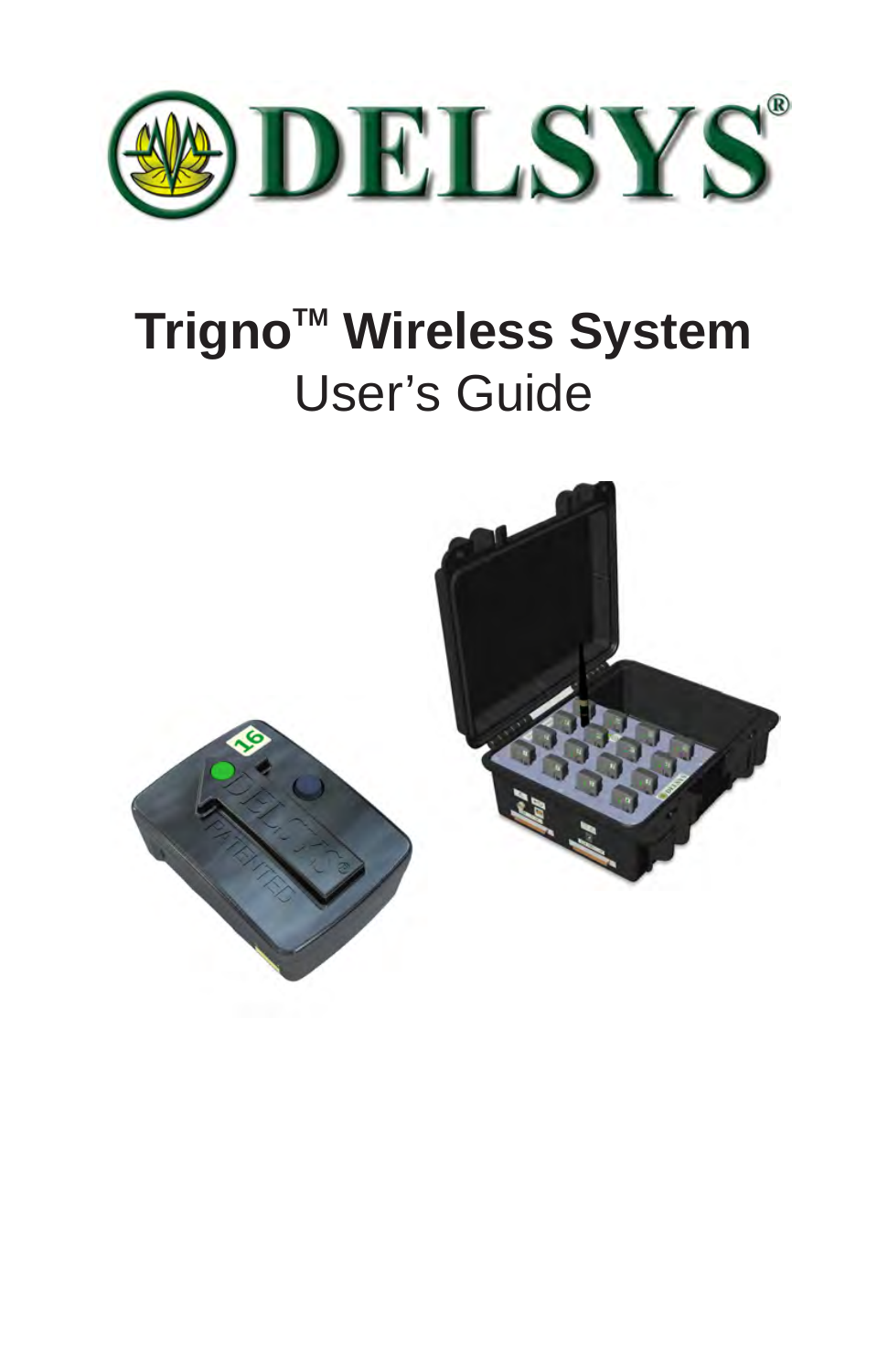# DELSYS®

# Trigno™ Wireless System

## User's Guide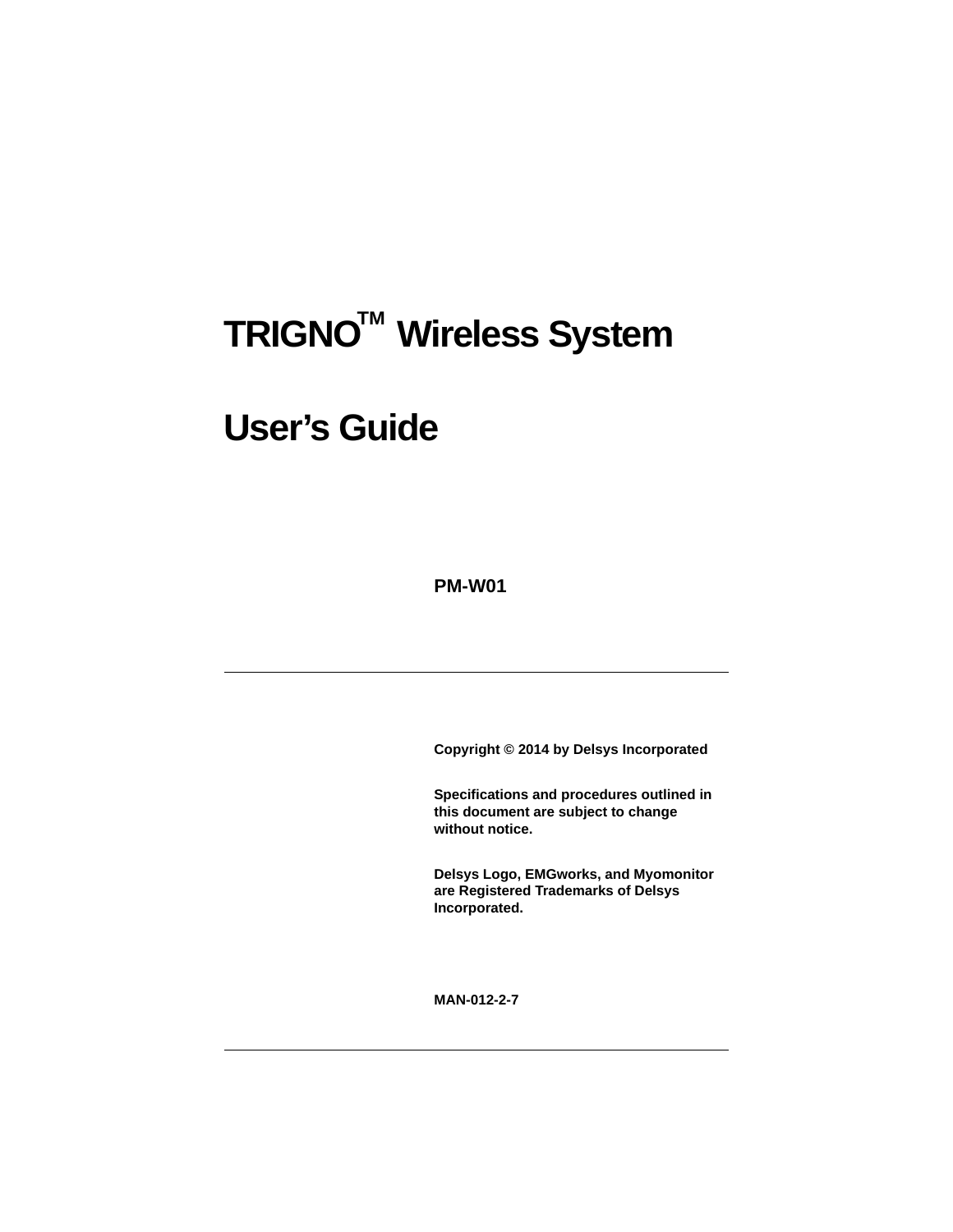# TRIGNO™ Wireless System

# User's Guide

**PM-W01**

---

**Copyright © 2014 by Delsys Incorporated**

**Specifications and procedures outlined in this document are subject to change without notice.**

**Delsys Logo, EMGworks, and Myomonitor are Registered Trademarks of Delsys Incorporated.**

**MAN-012-2-7**

---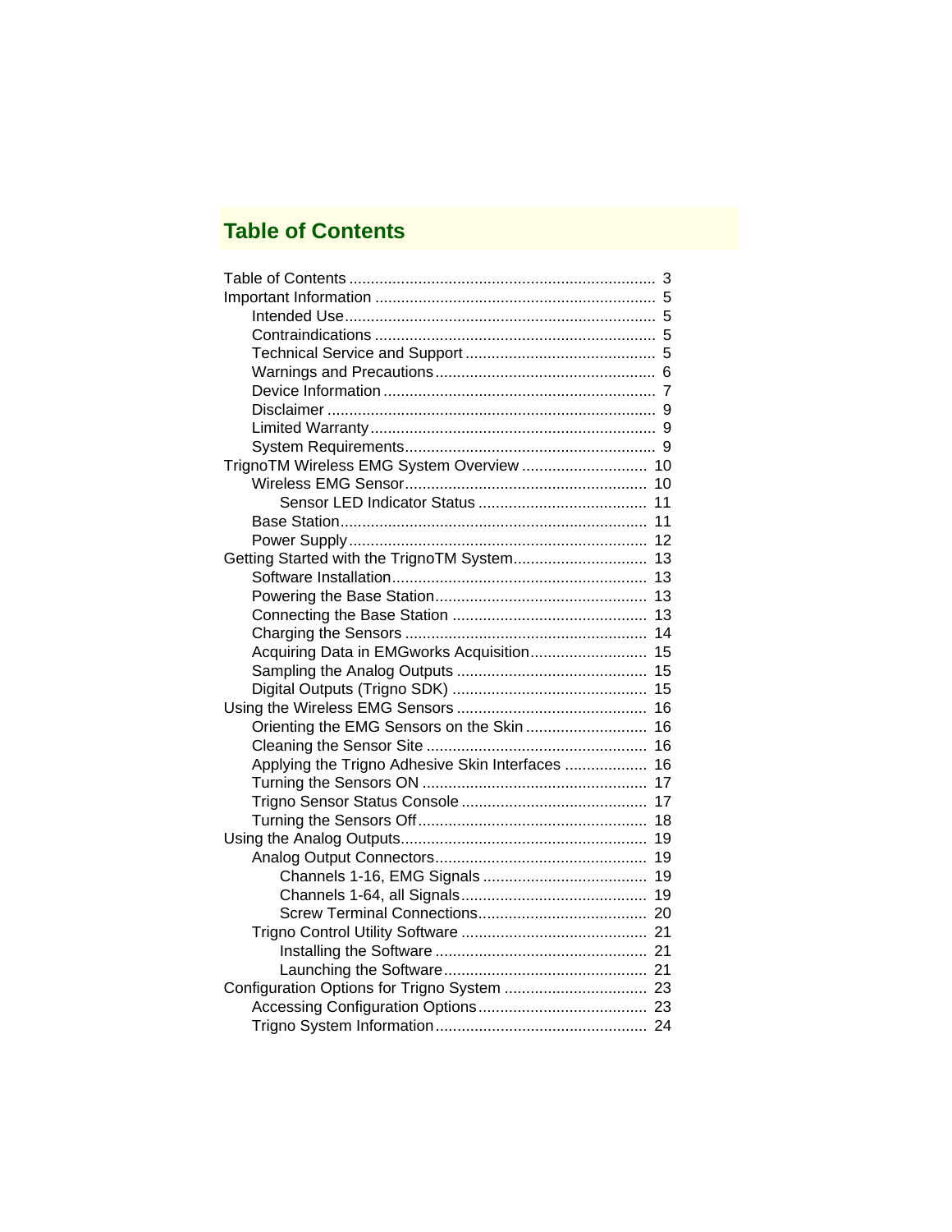## Table of Contents

- Table of Contents ........................................................................ 3
- Important Information ................................................................... 5
  - Intended Use ........................................................................ 5
  - Contraindications ................................................................... 5
  - Technical Service and Support ................................................. 5
  - Warnings and Precautions ........................................................ 6
  - Device Information .................................................................. 7
  - Disclaimer ............................................................................. 9
  - Limited Warranty ..................................................................... 9
  - System Requirements ............................................................... 9
- TrignoTM Wireless EMG System Overview ............................. 10
  - Wireless EMG Sensor ............................................................ 10
    - Sensor LED Indicator Status ............................................ 11
  - Base Station ......................................................................... 11
  - Power Supply ........................................................................ 12
- Getting Started with the TrignoTM System ............................... 13
  - Software Installation .............................................................. 13
  - Powering the Base Station ..................................................... 13
  - Connecting the Base Station .................................................. 13
  - Charging the Sensors ............................................................ 14
  - Acquiring Data in EMGworks Acquisition ................................ 15
  - Sampling the Analog Outputs ................................................. 15
  - Digital Outputs (Trigno SDK) .................................................. 15
- Using the Wireless EMG Sensors ............................................ 16
  - Orienting the EMG Sensors on the Skin .................................. 16
  - Cleaning the Sensor Site ....................................................... 16
  - Applying the Trigno Adhesive Skin Interfaces ......................... 16
  - Turning the Sensors ON ......................................................... 17
  - Trigno Sensor Status Console ................................................ 17
  - Turning the Sensors Off ......................................................... 18
- Using the Analog Outputs ......................................................... 19
  - Analog Output Connectors ..................................................... 19
    - Channels 1-16, EMG Signals ............................................. 19
    - Channels 1-64, all Signals ................................................. 19
    - Screw Terminal Connections .............................................. 20
  - Trigno Control Utility Software ................................................ 21
    - Installing the Software ....................................................... 21
    - Launching the Software ..................................................... 21
- Configuration Options for Trigno System ................................. 23
  - Accessing Configuration Options ............................................ 23
  - Trigno System Information ..................................................... 24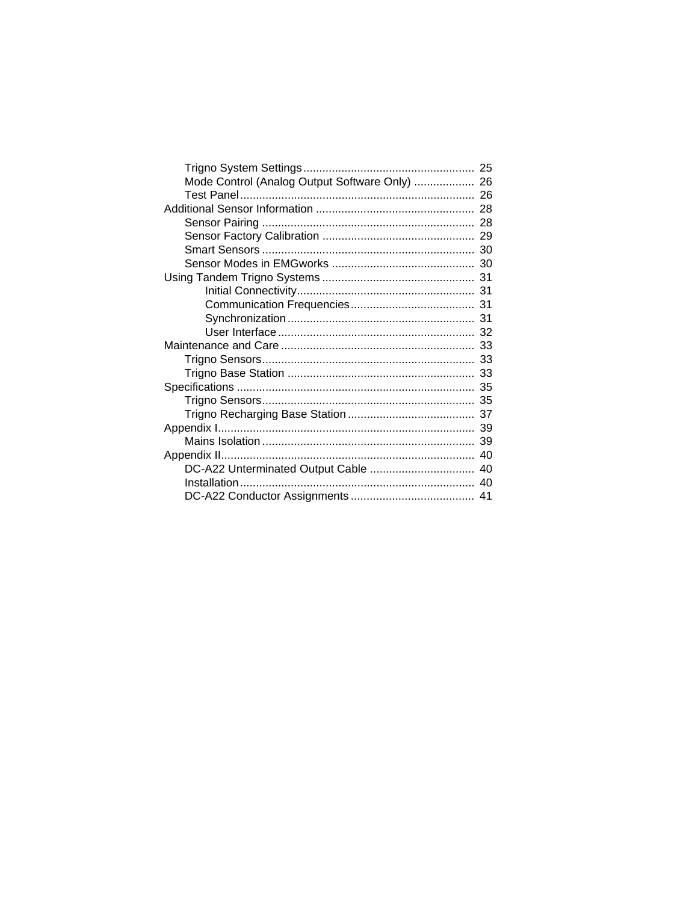- Trigno System Settings ........ 25
- Mode Control (Analog Output Software Only) ........ 26
- Test Panel ........ 26

Additional Sensor Information ........ 28

- Sensor Pairing ........ 28
- Sensor Factory Calibration ........ 29
- Smart Sensors ........ 30
- Sensor Modes in EMGworks ........ 30

Using Tandem Trigno Systems ........ 31

- Initial Connectivity ........ 31
- Communication Frequencies ........ 31
- Synchronization ........ 31
- User Interface ........ 32

Maintenance and Care ........ 33

- Trigno Sensors ........ 33
- Trigno Base Station ........ 33

Specifications ........ 35

- Trigno Sensors ........ 35
- Trigno Recharging Base Station ........ 37

Appendix I ........ 39

- Mains Isolation ........ 39

Appendix II ........ 40

- DC-A22 Unterminated Output Cable ........ 40
- Installation ........ 40
- DC-A22 Conductor Assignments ........ 41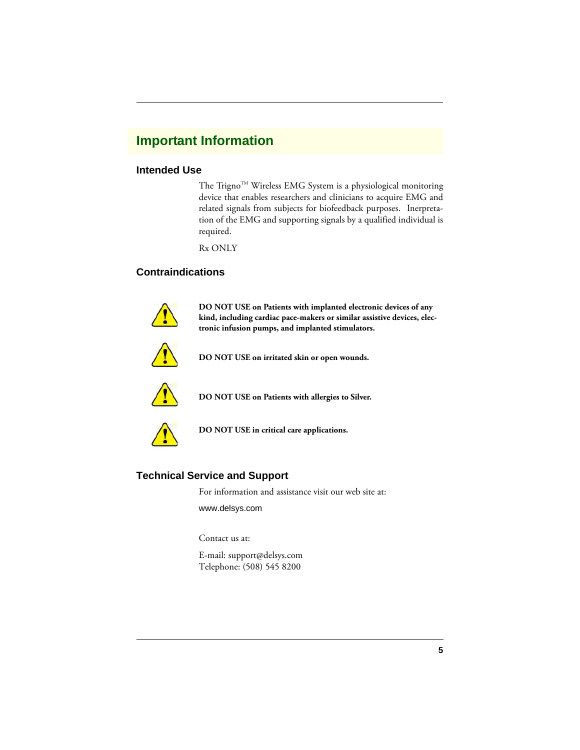# Important Information

## Intended Use

The Trigno™ Wireless EMG System is a physiological monitoring device that enables researchers and clinicians to acquire EMG and related signals from subjects for biofeedback purposes. Inerpretation of the EMG and supporting signals by a qualified individual is required.

Rx ONLY

## Contraindications

**DO NOT USE on Patients with implanted electronic devices of any kind, including cardiac pace-makers or similar assistive devices, electronic infusion pumps, and implanted stimulators.**

**DO NOT USE on irritated skin or open wounds.**

**DO NOT USE on Patients with allergies to Silver.**

**DO NOT USE in critical care applications.**

## Technical Service and Support

For information and assistance visit our web site at:

www.delsys.com

Contact us at:

E-mail: support@delsys.com
Telephone: (508) 545 8200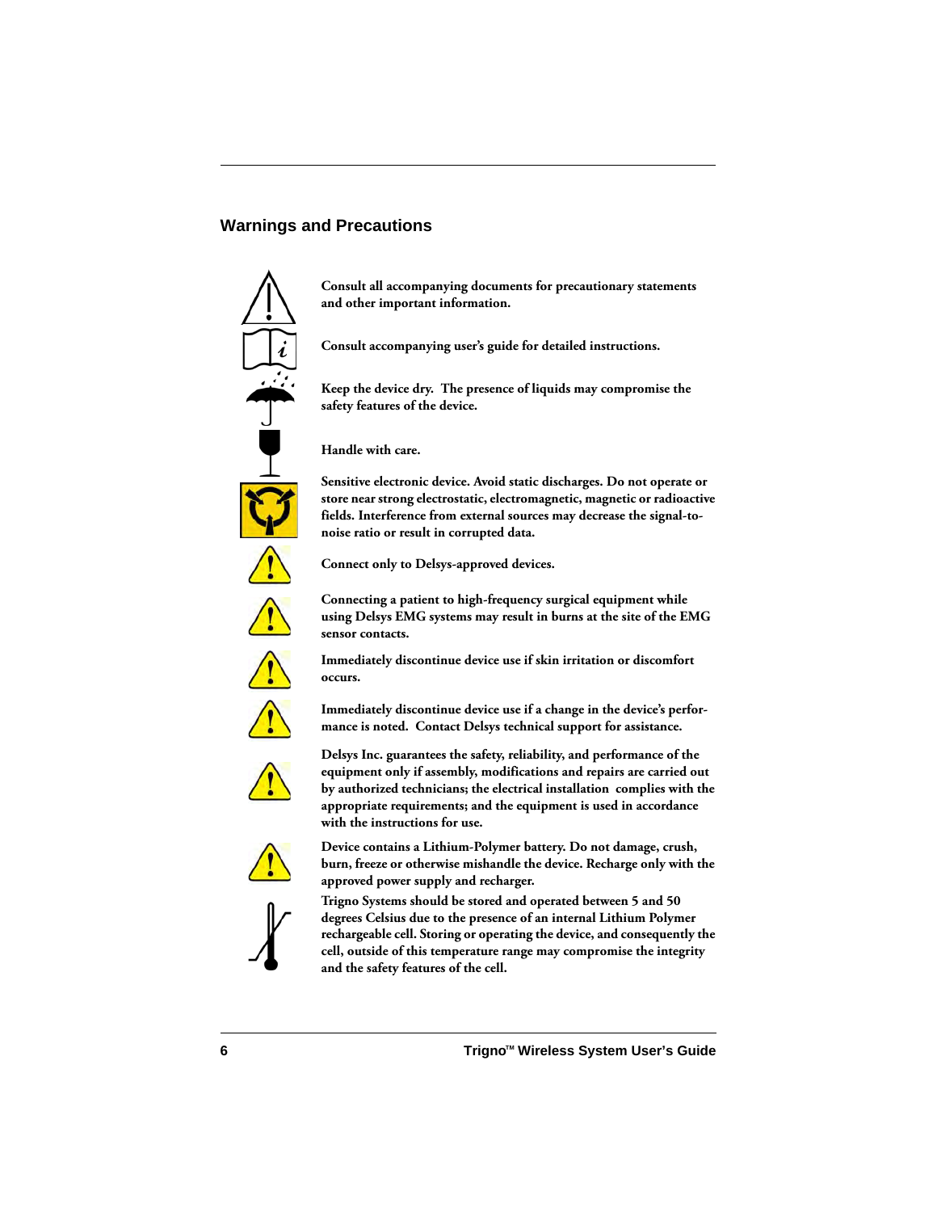## Warnings and Precautions

**Consult all accompanying documents for precautionary statements and other important information.**

**Consult accompanying user's guide for detailed instructions.**

**Keep the device dry. The presence of liquids may compromise the safety features of the device.**

**Handle with care.**

**Sensitive electronic device. Avoid static discharges. Do not operate or store near strong electrostatic, electromagnetic, magnetic or radioactive fields. Interference from external sources may decrease the signal-to-noise ratio or result in corrupted data.**

**Connect only to Delsys-approved devices.**

**Connecting a patient to high-frequency surgical equipment while using Delsys EMG systems may result in burns at the site of the EMG sensor contacts.**

**Immediately discontinue device use if skin irritation or discomfort occurs.**

**Immediately discontinue device use if a change in the device's performance is noted. Contact Delsys technical support for assistance.**

**Delsys Inc. guarantees the safety, reliability, and performance of the equipment only if assembly, modifications and repairs are carried out by authorized technicians; the electrical installation complies with the appropriate requirements; and the equipment is used in accordance with the instructions for use.**

**Device contains a Lithium-Polymer battery. Do not damage, crush, burn, freeze or otherwise mishandle the device. Recharge only with the approved power supply and recharger.**

**Trigno Systems should be stored and operated between 5 and 50 degrees Celsius due to the presence of an internal Lithium Polymer rechargeable cell. Storing or operating the device, and consequently the cell, outside of this temperature range may compromise the integrity and the safety features of the cell.**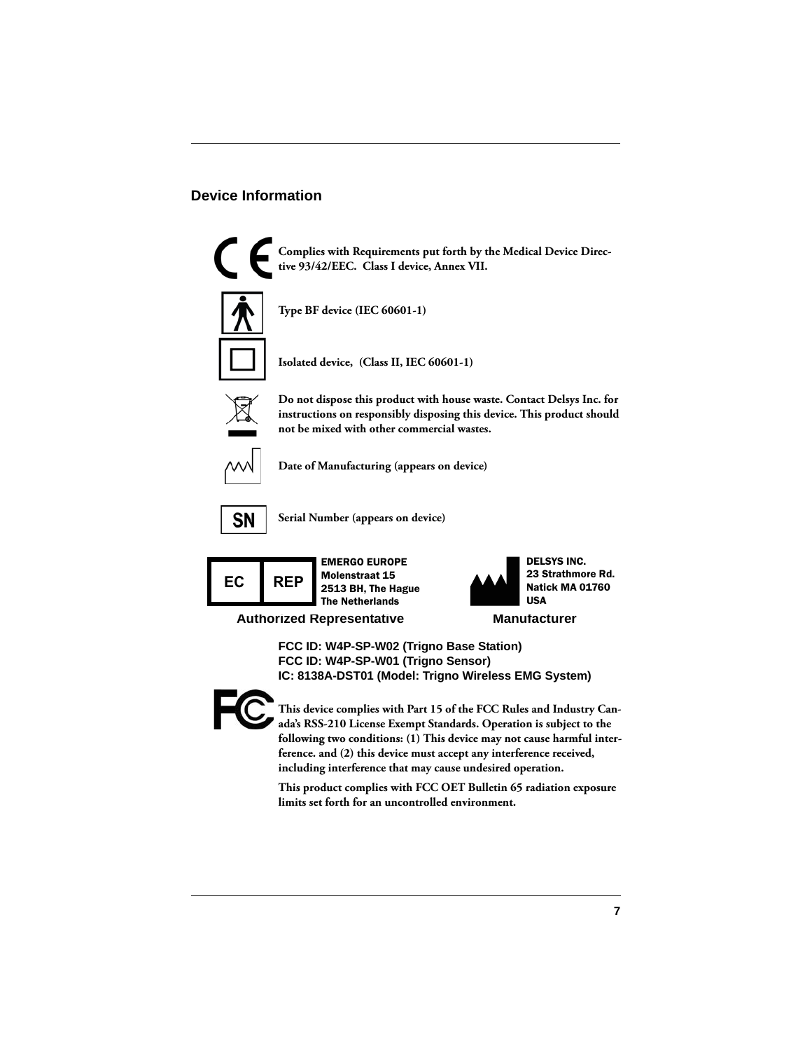## Device Information

**Complies with Requirements put forth by the Medical Device Directive 93/42/EEC. Class I device, Annex VII.**

**Type BF device (IEC 60601-1)**

**Isolated device, (Class II, IEC 60601-1)**

**Do not dispose this product with house waste. Contact Delsys Inc. for instructions on responsibly disposing this device. This product should not be mixed with other commercial wastes.**

**Date of Manufacturing (appears on device)**

**Serial Number (appears on device)**

EC REP

**EMERGO EUROPE**
**Molenstraat 15**
**2513 BH, The Hague**
**The Netherlands**

**Authorized Representative**

**DELSYS INC.**
**23 Strathmore Rd.**
**Natick MA 01760**
**USA**

**Manufacturer**

**FCC ID: W4P-SP-W02 (Trigno Base Station)**
**FCC ID: W4P-SP-W01 (Trigno Sensor)**
**IC: 8138A-DST01 (Model: Trigno Wireless EMG System)**

**This device complies with Part 15 of the FCC Rules and Industry Canada's RSS-210 License Exempt Standards. Operation is subject to the following two conditions: (1) This device may not cause harmful interference. and (2) this device must accept any interference received, including interference that may cause undesired operation.**

**This product complies with FCC OET Bulletin 65 radiation exposure limits set forth for an uncontrolled environment.**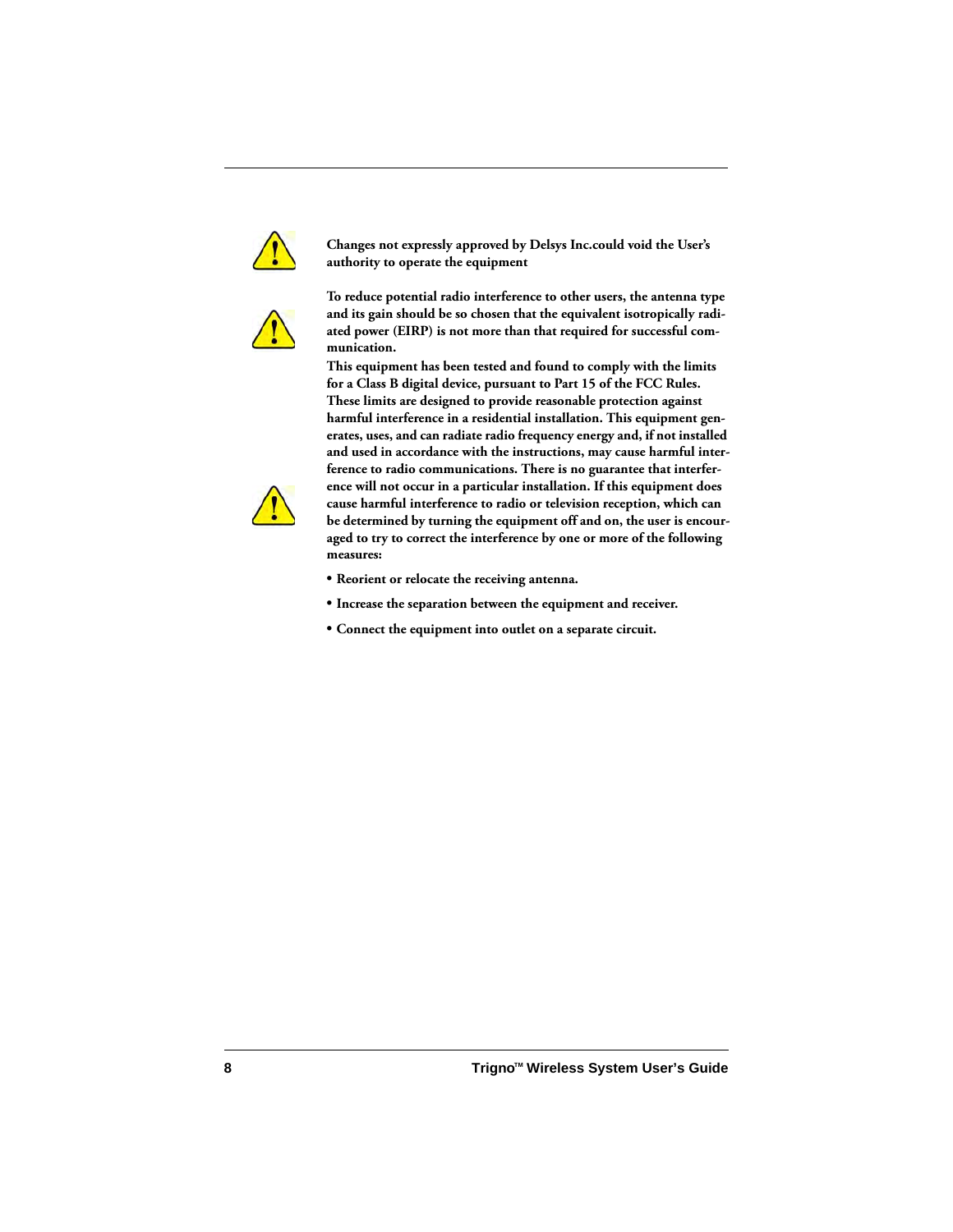**Changes not expressly approved by Delsys Inc.could void the User's authority to operate the equipment**

**To reduce potential radio interference to other users, the antenna type and its gain should be so chosen that the equivalent isotropically radiated power (EIRP) is not more than that required for successful communication.**

**This equipment has been tested and found to comply with the limits for a Class B digital device, pursuant to Part 15 of the FCC Rules. These limits are designed to provide reasonable protection against harmful interference in a residential installation. This equipment generates, uses, and can radiate radio frequency energy and, if not installed and used in accordance with the instructions, may cause harmful interference to radio communications. There is no guarantee that interference will not occur in a particular installation. If this equipment does cause harmful interference to radio or television reception, which can be determined by turning the equipment off and on, the user is encouraged to try to correct the interference by one or more of the following measures:**

- **Reorient or relocate the receiving antenna.**
- **Increase the separation between the equipment and receiver.**
- **Connect the equipment into outlet on a separate circuit.**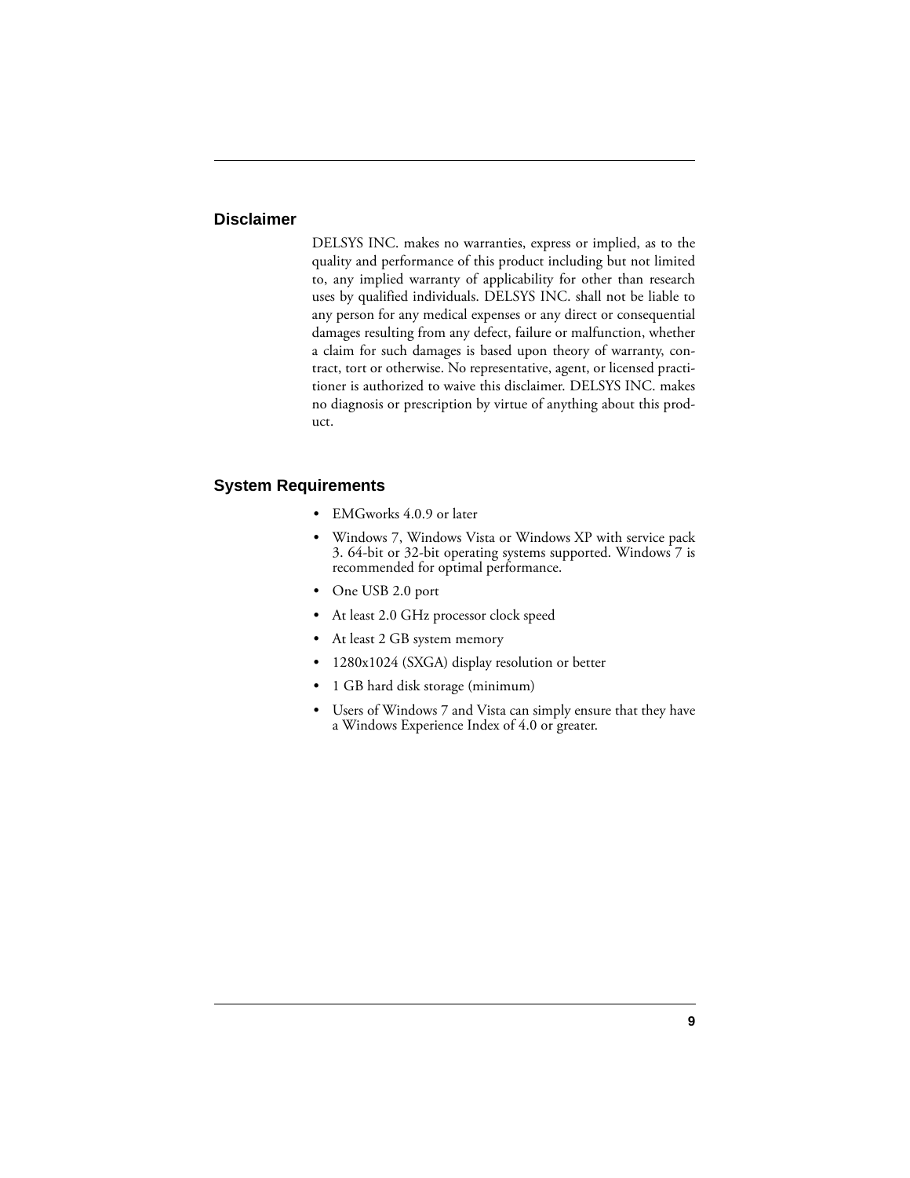## Disclaimer

DELSYS INC. makes no warranties, express or implied, as to the quality and performance of this product including but not limited to, any implied warranty of applicability for other than research uses by qualified individuals. DELSYS INC. shall not be liable to any person for any medical expenses or any direct or consequential damages resulting from any defect, failure or malfunction, whether a claim for such damages is based upon theory of warranty, contract, tort or otherwise. No representative, agent, or licensed practitioner is authorized to waive this disclaimer. DELSYS INC. makes no diagnosis or prescription by virtue of anything about this product.

## System Requirements

- EMGworks 4.0.9 or later
- Windows 7, Windows Vista or Windows XP with service pack 3. 64-bit or 32-bit operating systems supported. Windows 7 is recommended for optimal performance.
- One USB 2.0 port
- At least 2.0 GHz processor clock speed
- At least 2 GB system memory
- 1280x1024 (SXGA) display resolution or better
- 1 GB hard disk storage (minimum)
- Users of Windows 7 and Vista can simply ensure that they have a Windows Experience Index of 4.0 or greater.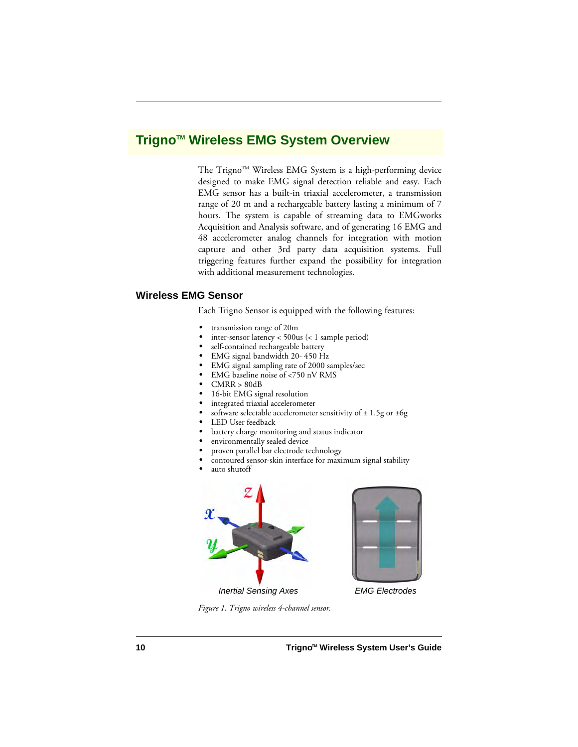# Trigno™ Wireless EMG System Overview

The Trigno™ Wireless EMG System is a high-performing device designed to make EMG signal detection reliable and easy. Each EMG sensor has a built-in triaxial accelerometer, a transmission range of 20 m and a rechargeable battery lasting a minimum of 7 hours. The system is capable of streaming data to EMGworks Acquisition and Analysis software, and of generating 16 EMG and 48 accelerometer analog channels for integration with motion capture and other 3rd party data acquisition systems. Full triggering features further expand the possibility for integration with additional measurement technologies.

## Wireless EMG Sensor

Each Trigno Sensor is equipped with the following features:

- transmission range of 20m
- inter-sensor latency < 500us (< 1 sample period)
- self-contained rechargeable battery
- EMG signal bandwidth 20- 450 Hz
- EMG signal sampling rate of 2000 samples/sec
- EMG baseline noise of <750 nV RMS
- CMRR > 80dB
- 16-bit EMG signal resolution
- integrated triaxial accelerometer
- software selectable accelerometer sensitivity of ± 1.5g or ±6g
- LED User feedback
- battery charge monitoring and status indicator
- environmentally sealed device
- proven parallel bar electrode technology
- contoured sensor-skin interface for maximum signal stability
- auto shutoff

*Inertial Sensing Axes* *EMG Electrodes*

*Figure 1. Trigno wireless 4-channel sensor.*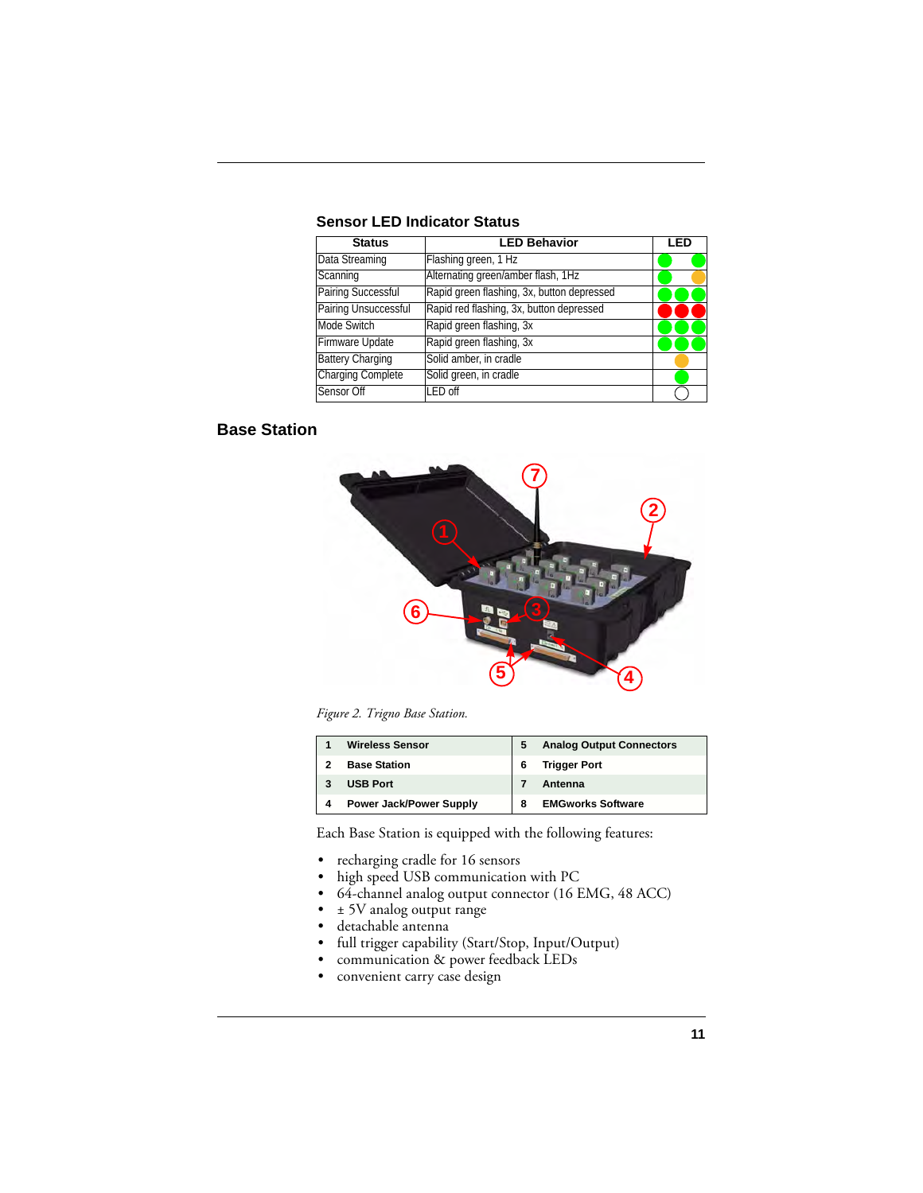### Sensor LED Indicator Status

| Status | LED Behavior | LED |
|---|---|---|
| Data Streaming | Flashing green, 1 Hz | |
| Scanning | Alternating green/amber flash, 1Hz | |
| Pairing Successful | Rapid green flashing, 3x, button depressed | |
| Pairing Unsuccessful | Rapid red flashing, 3x, button depressed | |
| Mode Switch | Rapid green flashing, 3x | |
| Firmware Update | Rapid green flashing, 3x | |
| Battery Charging | Solid amber, in cradle | |
| Charging Complete | Solid green, in cradle | |
| Sensor Off | LED off | |

## Base Station

*Figure 2. Trigno Base Station.*

| | | | |
|---|---|---|---|
| 1 | **Wireless Sensor** | 5 | **Analog Output Connectors** |
| 2 | **Base Station** | 6 | **Trigger Port** |
| 3 | **USB Port** | 7 | **Antenna** |
| 4 | **Power Jack/Power Supply** | 8 | **EMGworks Software** |

Each Base Station is equipped with the following features:

- recharging cradle for 16 sensors
- high speed USB communication with PC
- 64-channel analog output connector (16 EMG, 48 ACC)
- ± 5V analog output range
- detachable antenna
- full trigger capability (Start/Stop, Input/Output)
- communication & power feedback LEDs
- convenient carry case design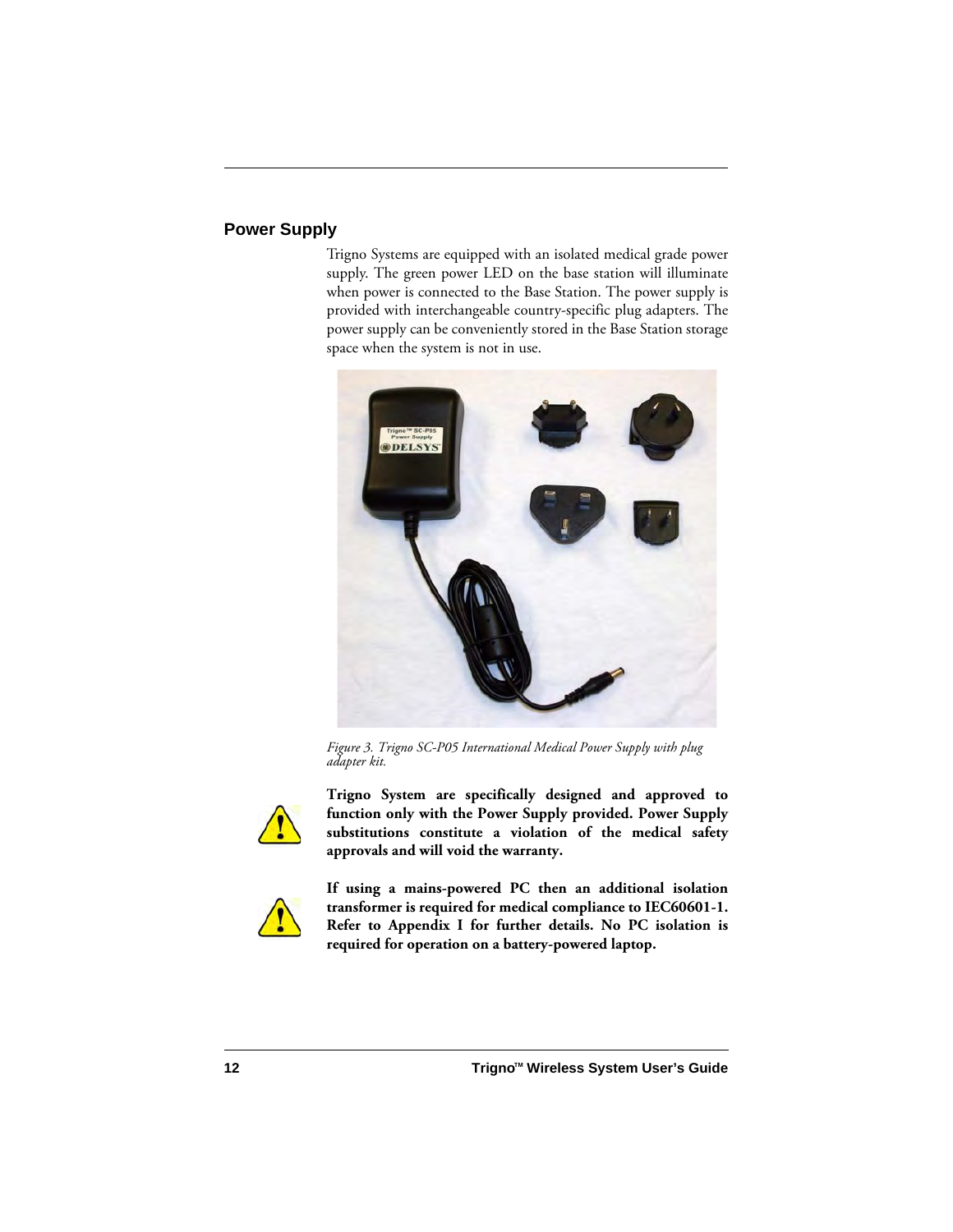## Power Supply

Trigno Systems are equipped with an isolated medical grade power supply. The green power LED on the base station will illuminate when power is connected to the Base Station. The power supply is provided with interchangeable country-specific plug adapters. The power supply can be conveniently stored in the Base Station storage space when the system is not in use.

*Figure 3. Trigno SC-P05 International Medical Power Supply with plug adapter kit.*

**Trigno System are specifically designed and approved to function only with the Power Supply provided. Power Supply substitutions constitute a violation of the medical safety approvals and will void the warranty.**

**If using a mains-powered PC then an additional isolation transformer is required for medical compliance to IEC60601-1. Refer to Appendix I for further details. No PC isolation is required for operation on a battery-powered laptop.**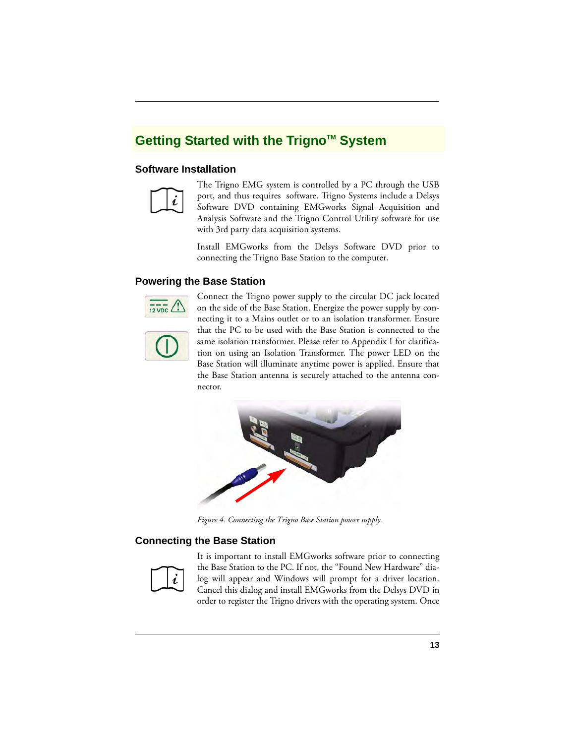## Getting Started with the Trigno™ System

### Software Installation

The Trigno EMG system is controlled by a PC through the USB port, and thus requires software. Trigno Systems include a Delsys Software DVD containing EMGworks Signal Acquisition and Analysis Software and the Trigno Control Utility software for use with 3rd party data acquisition systems.

Install EMGworks from the Delsys Software DVD prior to connecting the Trigno Base Station to the computer.

### Powering the Base Station

Connect the Trigno power supply to the circular DC jack located on the side of the Base Station. Energize the power supply by connecting it to a Mains outlet or to an isolation transformer. Ensure that the PC to be used with the Base Station is connected to the same isolation transformer. Please refer to Appendix I for clarification on using an Isolation Transformer. The power LED on the Base Station will illuminate anytime power is applied. Ensure that the Base Station antenna is securely attached to the antenna connector.

*Figure 4. Connecting the Trigno Base Station power supply.*

### Connecting the Base Station

It is important to install EMGworks software prior to connecting the Base Station to the PC. If not, the “Found New Hardware” dialog will appear and Windows will prompt for a driver location. Cancel this dialog and install EMGworks from the Delsys DVD in order to register the Trigno drivers with the operating system. Once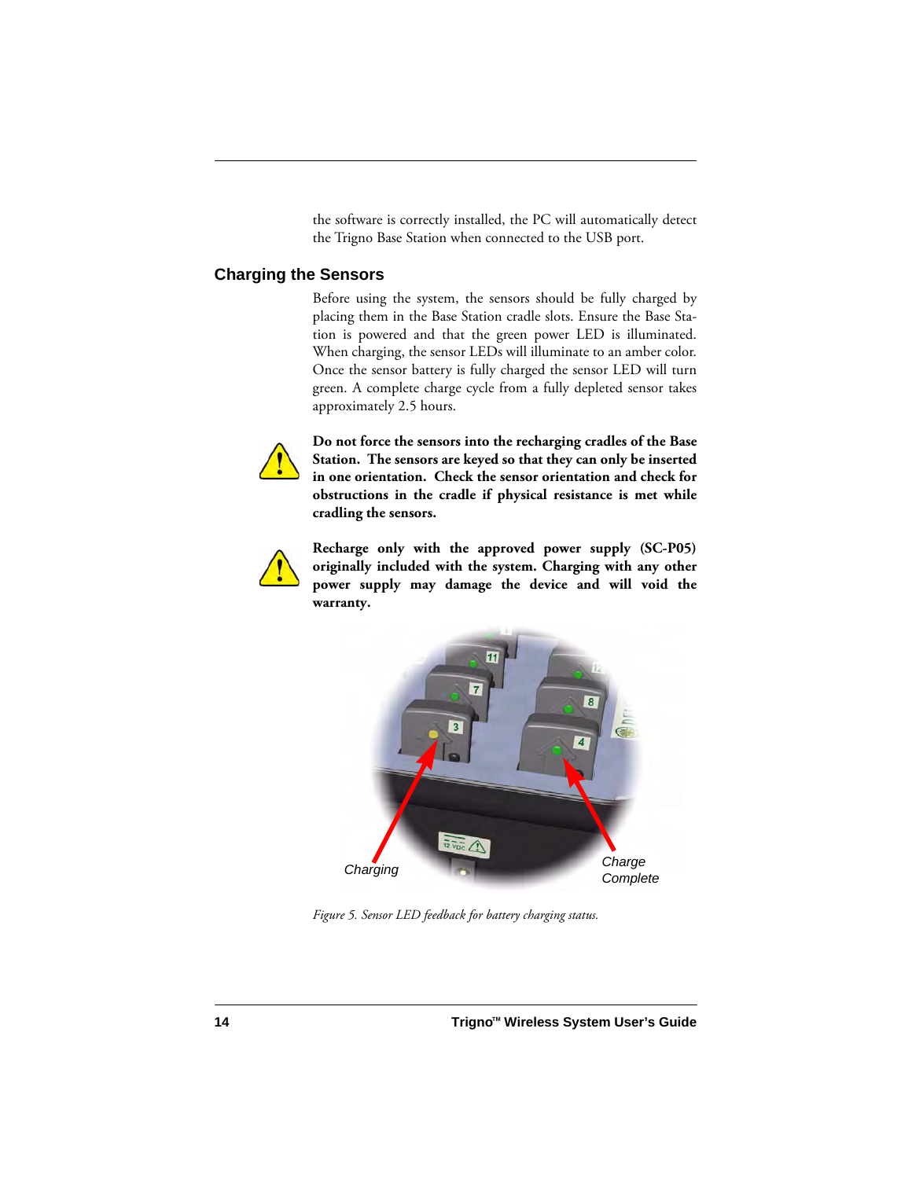the software is correctly installed, the PC will automatically detect the Trigno Base Station when connected to the USB port.

## Charging the Sensors

Before using the system, the sensors should be fully charged by placing them in the Base Station cradle slots. Ensure the Base Station is powered and that the green power LED is illuminated. When charging, the sensor LEDs will illuminate to an amber color. Once the sensor battery is fully charged the sensor LED will turn green. A complete charge cycle from a fully depleted sensor takes approximately 2.5 hours.

**Do not force the sensors into the recharging cradles of the Base Station. The sensors are keyed so that they can only be inserted in one orientation. Check the sensor orientation and check for obstructions in the cradle if physical resistance is met while cradling the sensors.**

**Recharge only with the approved power supply (SC-P05) originally included with the system. Charging with any other power supply may damage the device and will void the warranty.**

Charging

Charge Complete

*Figure 5. Sensor LED feedback for battery charging status.*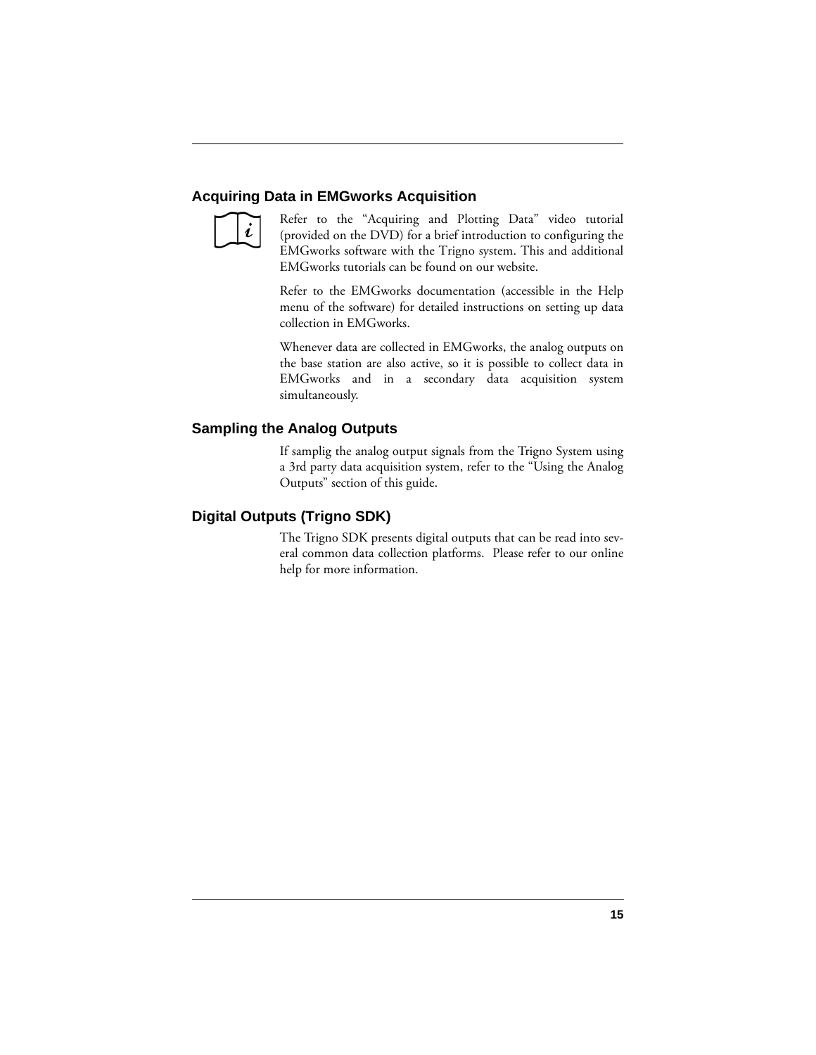## Acquiring Data in EMGworks Acquisition

Refer to the “Acquiring and Plotting Data” video tutorial (provided on the DVD) for a brief introduction to configuring the EMGworks software with the Trigno system. This and additional EMGworks tutorials can be found on our website.

Refer to the EMGworks documentation (accessible in the Help menu of the software) for detailed instructions on setting up data collection in EMGworks.

Whenever data are collected in EMGworks, the analog outputs on the base station are also active, so it is possible to collect data in EMGworks and in a secondary data acquisition system simultaneously.

## Sampling the Analog Outputs

If samplig the analog output signals from the Trigno System using a 3rd party data acquisition system, refer to the “Using the Analog Outputs” section of this guide.

## Digital Outputs (Trigno SDK)

The Trigno SDK presents digital outputs that can be read into several common data collection platforms. Please refer to our online help for more information.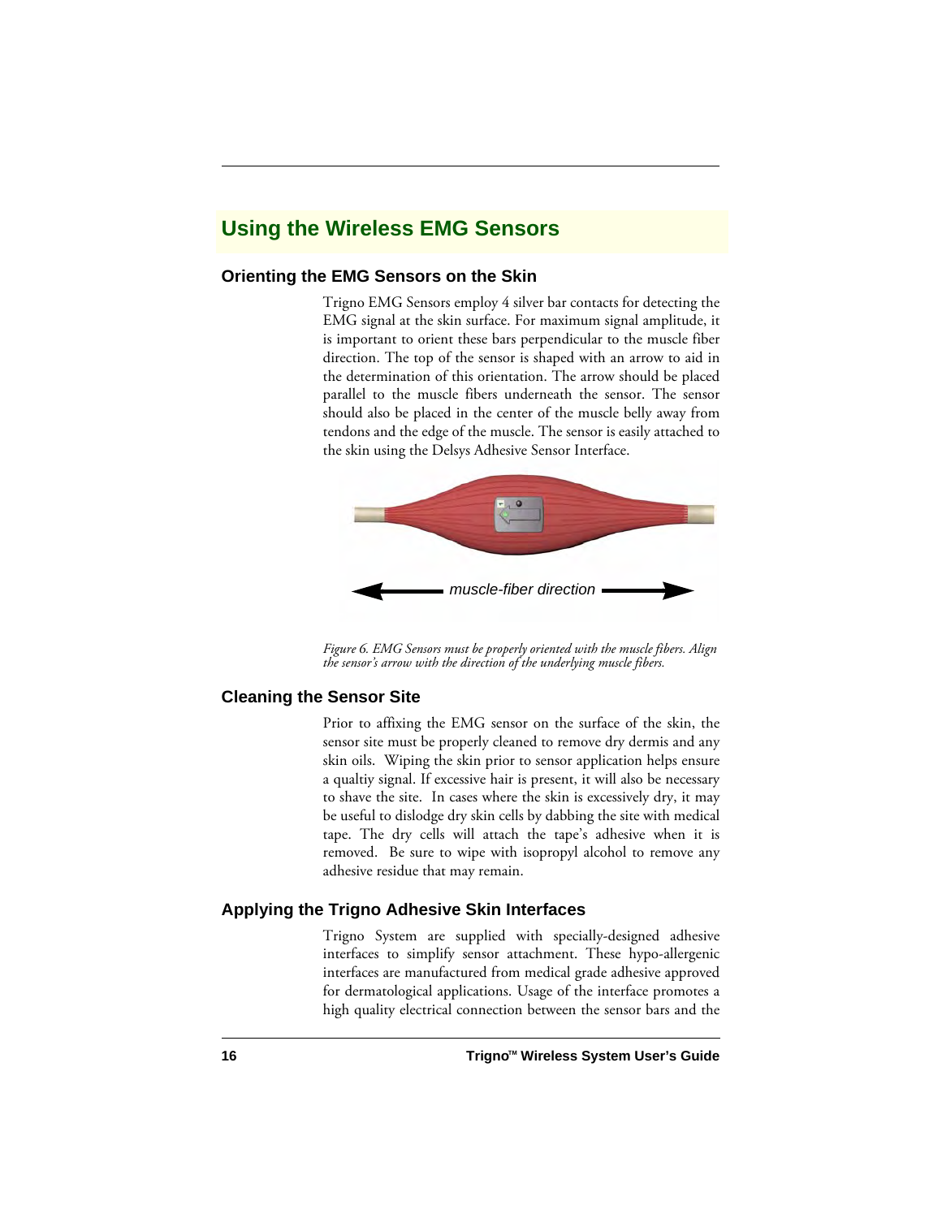## Using the Wireless EMG Sensors

### Orienting the EMG Sensors on the Skin

Trigno EMG Sensors employ 4 silver bar contacts for detecting the EMG signal at the skin surface. For maximum signal amplitude, it is important to orient these bars perpendicular to the muscle fiber direction. The top of the sensor is shaped with an arrow to aid in the determination of this orientation. The arrow should be placed parallel to the muscle fibers underneath the sensor. The sensor should also be placed in the center of the muscle belly away from tendons and the edge of the muscle. The sensor is easily attached to the skin using the Delsys Adhesive Sensor Interface.

*Figure 6. EMG Sensors must be properly oriented with the muscle fibers. Align the sensor's arrow with the direction of the underlying muscle fibers.*

### Cleaning the Sensor Site

Prior to affixing the EMG sensor on the surface of the skin, the sensor site must be properly cleaned to remove dry dermis and any skin oils. Wiping the skin prior to sensor application helps ensure a qualtiy signal. If excessive hair is present, it will also be necessary to shave the site. In cases where the skin is excessively dry, it may be useful to dislodge dry skin cells by dabbing the site with medical tape. The dry cells will attach the tape's adhesive when it is removed. Be sure to wipe with isopropyl alcohol to remove any adhesive residue that may remain.

### Applying the Trigno Adhesive Skin Interfaces

Trigno System are supplied with specially-designed adhesive interfaces to simplify sensor attachment. These hypo-allergenic interfaces are manufactured from medical grade adhesive approved for dermatological applications. Usage of the interface promotes a high quality electrical connection between the sensor bars and the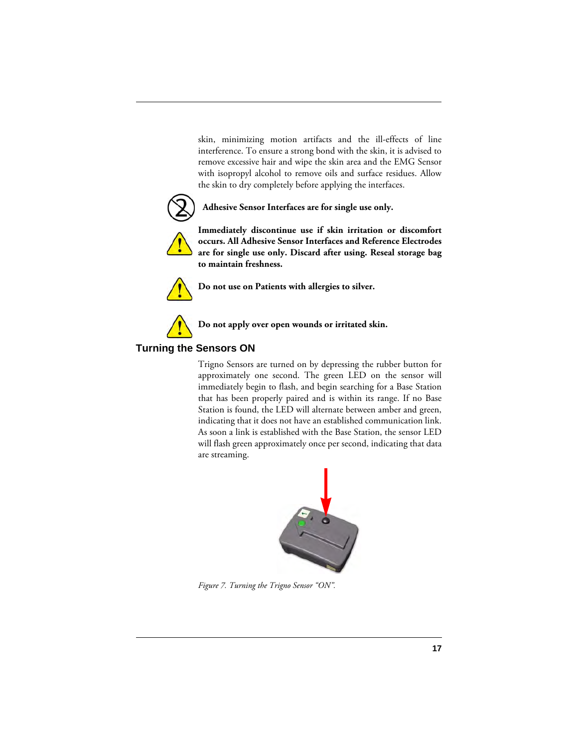skin, minimizing motion artifacts and the ill-effects of line interference. To ensure a strong bond with the skin, it is advised to remove excessive hair and wipe the skin area and the EMG Sensor with isopropyl alcohol to remove oils and surface residues. Allow the skin to dry completely before applying the interfaces.

**Adhesive Sensor Interfaces are for single use only.**

**Immediately discontinue use if skin irritation or discomfort occurs. All Adhesive Sensor Interfaces and Reference Electrodes are for single use only. Discard after using. Reseal storage bag to maintain freshness.**

**Do not use on Patients with allergies to silver.**

**Do not apply over open wounds or irritated skin.**

## Turning the Sensors ON

Trigno Sensors are turned on by depressing the rubber button for approximately one second. The green LED on the sensor will immediately begin to flash, and begin searching for a Base Station that has been properly paired and is within its range. If no Base Station is found, the LED will alternate between amber and green, indicating that it does not have an established communication link. As soon a link is established with the Base Station, the sensor LED will flash green approximately once per second, indicating that data are streaming.

*Figure 7. Turning the Trigno Sensor "ON".*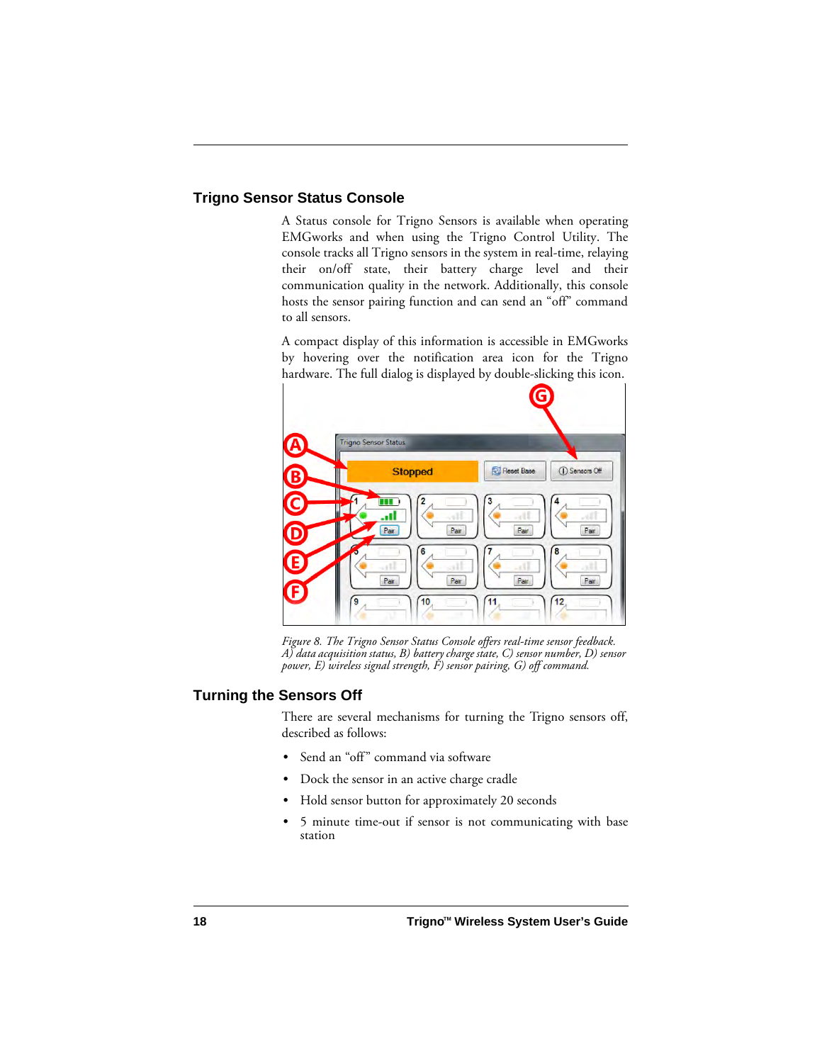## Trigno Sensor Status Console

A Status console for Trigno Sensors is available when operating EMGworks and when using the Trigno Control Utility. The console tracks all Trigno sensors in the system in real-time, relaying their on/off state, their battery charge level and their communication quality in the network. Additionally, this console hosts the sensor pairing function and can send an "off" command to all sensors.

A compact display of this information is accessible in EMGworks by hovering over the notification area icon for the Trigno hardware. The full dialog is displayed by double-slicking this icon.

*Figure 8. The Trigno Sensor Status Console offers real-time sensor feedback. A) data acquisition status, B) battery charge state, C) sensor number, D) sensor power, E) wireless signal strength, F) sensor pairing, G) off command.*

## Turning the Sensors Off

There are several mechanisms for turning the Trigno sensors off, described as follows:

- Send an "off" command via software
- Dock the sensor in an active charge cradle
- Hold sensor button for approximately 20 seconds
- 5 minute time-out if sensor is not communicating with base station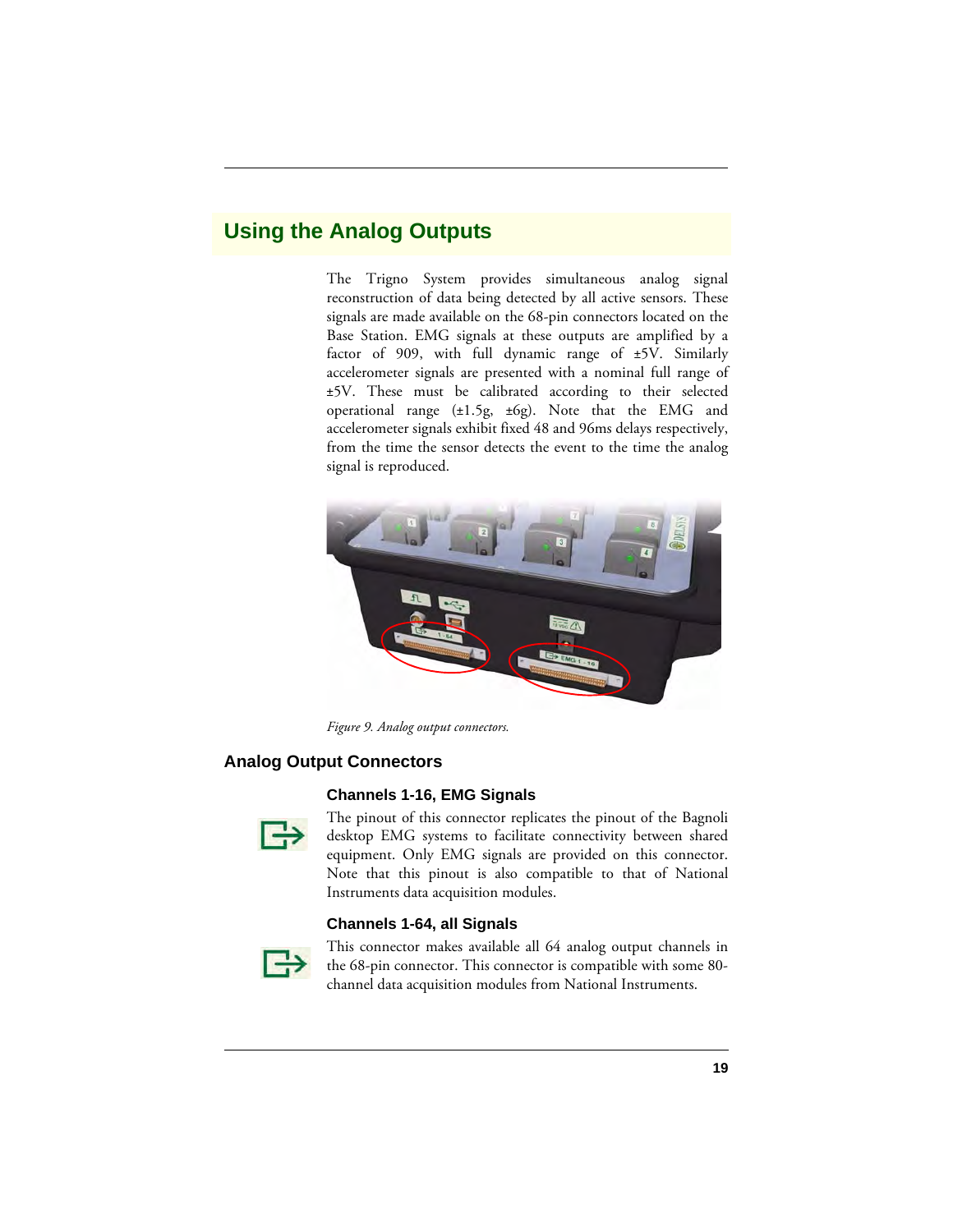# Using the Analog Outputs

The Trigno System provides simultaneous analog signal reconstruction of data being detected by all active sensors. These signals are made available on the 68-pin connectors located on the Base Station. EMG signals at these outputs are amplified by a factor of 909, with full dynamic range of ±5V. Similarly accelerometer signals are presented with a nominal full range of ±5V. These must be calibrated according to their selected operational range (±1.5g, ±6g). Note that the EMG and accelerometer signals exhibit fixed 48 and 96ms delays respectively, from the time the sensor detects the event to the time the analog signal is reproduced.

*Figure 9. Analog output connectors.*

## Analog Output Connectors

### Channels 1-16, EMG Signals

The pinout of this connector replicates the pinout of the Bagnoli desktop EMG systems to facilitate connectivity between shared equipment. Only EMG signals are provided on this connector. Note that this pinout is also compatible to that of National Instruments data acquisition modules.

### Channels 1-64, all Signals

This connector makes available all 64 analog output channels in the 68-pin connector. This connector is compatible with some 80-channel data acquisition modules from National Instruments.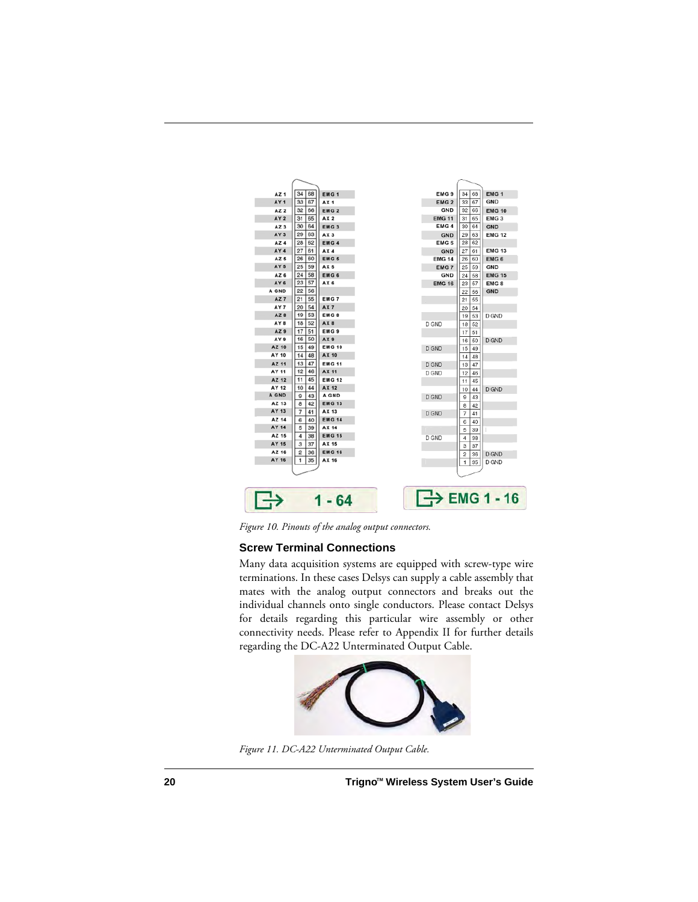| AZ 1 | 34 | 68 | EMG 1 |
|---|---|---|---|
| AY 1 | 33 | 67 | AX 1 |
| AZ 2 | 32 | 66 | EMG 2 |
| AY 2 | 31 | 65 | AX 2 |
| AZ 3 | 30 | 64 | EMG 3 |
| AY 3 | 29 | 63 | AX 3 |
| AZ 4 | 28 | 62 | EMG 4 |
| AY 4 | 27 | 61 | AX 4 |
| AZ 5 | 26 | 60 | EMG 5 |
| AY 5 | 25 | 59 | AX 5 |
| AZ 6 | 24 | 58 | EMG 6 |
| AY 6 | 23 | 57 | AX 6 |
| A GND | 22 | 56 | |
| AZ 7 | 21 | 55 | EMG 7 |
| AY 7 | 20 | 54 | AX 7 |
| AZ 8 | 19 | 53 | EMG 8 |
| AY 8 | 18 | 52 | AX 8 |
| AZ 9 | 17 | 51 | EMG 9 |
| AY 9 | 16 | 50 | AX 9 |
| AZ 10 | 15 | 49 | EMG 10 |
| AY 10 | 14 | 48 | AX 10 |
| AZ 11 | 13 | 47 | EMG 11 |
| AY 11 | 12 | 46 | AX 11 |
| AZ 12 | 11 | 45 | EMG 12 |
| AY 12 | 10 | 44 | AX 12 |
| A GND | 9 | 43 | A GND |
| AZ 13 | 8 | 42 | EMG 13 |
| AY 13 | 7 | 41 | AX 13 |
| AZ 14 | 6 | 40 | EMG 14 |
| AY 14 | 5 | 39 | AX 14 |
| AZ 15 | 4 | 38 | EMG 15 |
| AY 15 | 3 | 37 | AX 15 |
| AZ 16 | 2 | 36 | EMG 16 |
| AY 16 | 1 | 35 | AX 16 |

1 - 64

| EMG 9 | 34 | 68 | EMG 1 |
|---|---|---|---|
| EMG 2 | 33 | 67 | GND |
| GND | 32 | 66 | EMG 10 |
| EMG 11 | 31 | 65 | EMG 3 |
| EMG 4 | 30 | 64 | GND |
| GND | 29 | 63 | EMG 12 |
| EMG 5 | 28 | 62 | |
| GND | 27 | 61 | EMG 13 |
| EMG 14 | 26 | 60 | EMG 6 |
| EMG 7 | 25 | 59 | GND |
| GND | 24 | 58 | EMG 15 |
| EMG 16 | 23 | 57 | EMG 8 |
| | 22 | 56 | GND |
| | 21 | 55 | |
| | 20 | 54 | |
| | 19 | 53 | D GND |
| D GND | 18 | 52 | |
| | 17 | 51 | |
| | 16 | 50 | D GND |
| D GND | 15 | 49 | |
| | 14 | 48 | |
| D GND | 13 | 47 | |
| D GND | 12 | 46 | |
| | 11 | 45 | |
| | 10 | 44 | D GND |
| D GND | 9 | 43 | |
| | 8 | 42 | |
| D GND | 7 | 41 | |
| | 6 | 40 | |
| | 5 | 39 | |
| D GND | 4 | 38 | |
| | 3 | 37 | |
| | 2 | 36 | D GND |
| | 1 | 35 | D GND |

EMG 1 - 16

*Figure 10. Pinouts of the analog output connectors.*

### Screw Terminal Connections

Many data acquisition systems are equipped with screw-type wire terminations. In these cases Delsys can supply a cable assembly that mates with the analog output connectors and breaks out the individual channels onto single conductors. Please contact Delsys for details regarding this particular wire assembly or other connectivity needs. Please refer to Appendix II for further details regarding the DC-A22 Unterminated Output Cable.

*Figure 11. DC-A22 Unterminated Output Cable.*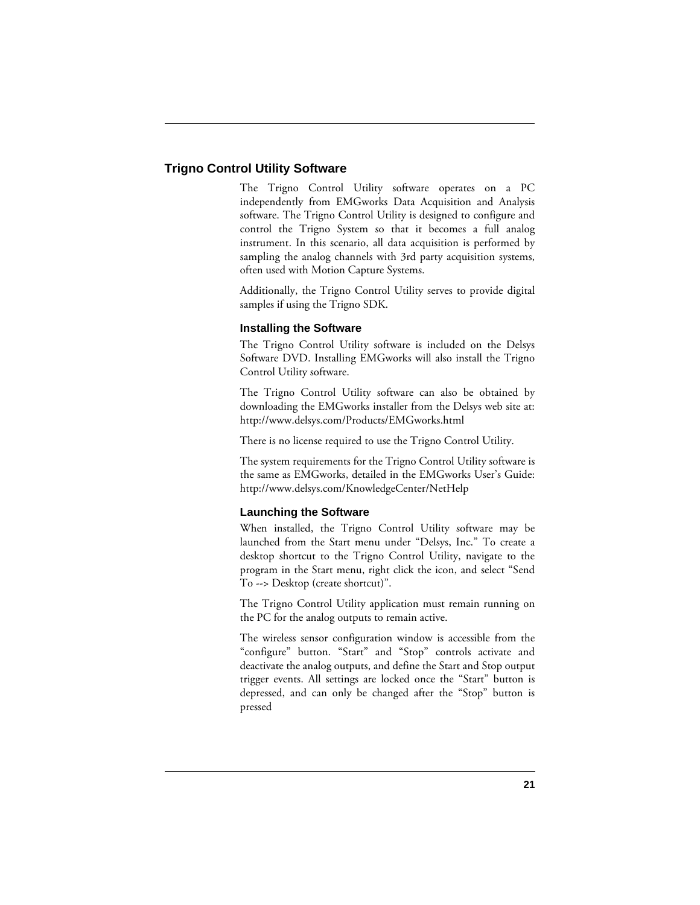## Trigno Control Utility Software

The Trigno Control Utility software operates on a PC independently from EMGworks Data Acquisition and Analysis software. The Trigno Control Utility is designed to configure and control the Trigno System so that it becomes a full analog instrument. In this scenario, all data acquisition is performed by sampling the analog channels with 3rd party acquisition systems, often used with Motion Capture Systems.

Additionally, the Trigno Control Utility serves to provide digital samples if using the Trigno SDK.

### Installing the Software

The Trigno Control Utility software is included on the Delsys Software DVD. Installing EMGworks will also install the Trigno Control Utility software.

The Trigno Control Utility software can also be obtained by downloading the EMGworks installer from the Delsys web site at: http://www.delsys.com/Products/EMGworks.html

There is no license required to use the Trigno Control Utility.

The system requirements for the Trigno Control Utility software is the same as EMGworks, detailed in the EMGworks User's Guide: http://www.delsys.com/KnowledgeCenter/NetHelp

### Launching the Software

When installed, the Trigno Control Utility software may be launched from the Start menu under "Delsys, Inc." To create a desktop shortcut to the Trigno Control Utility, navigate to the program in the Start menu, right click the icon, and select "Send To --> Desktop (create shortcut)".

The Trigno Control Utility application must remain running on the PC for the analog outputs to remain active.

The wireless sensor configuration window is accessible from the "configure" button. "Start" and "Stop" controls activate and deactivate the analog outputs, and define the Start and Stop output trigger events. All settings are locked once the "Start" button is depressed, and can only be changed after the "Stop" button is pressed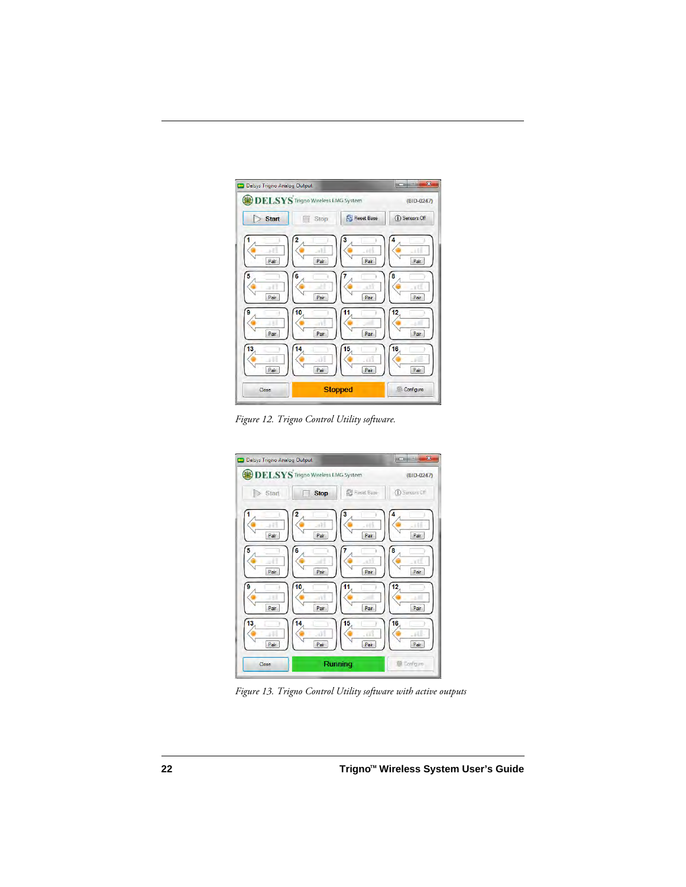*Figure 12. Trigno Control Utility software.*

*Figure 13. Trigno Control Utility software with active outputs*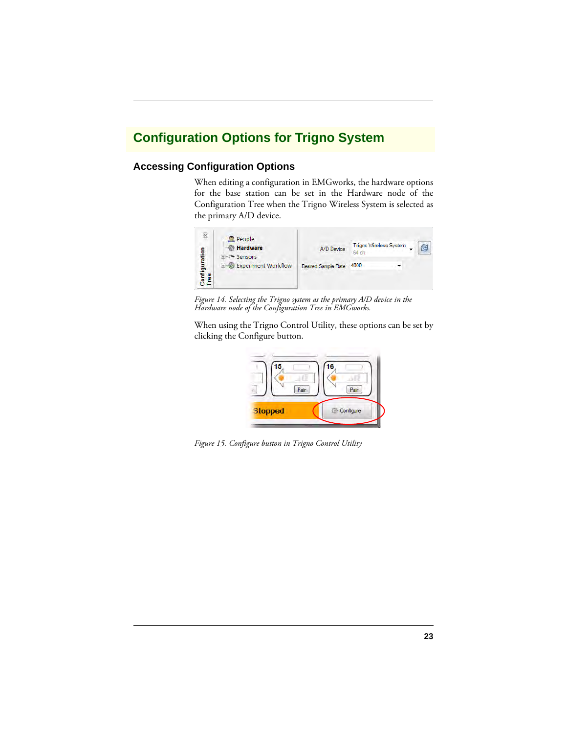# Configuration Options for Trigno System

## Accessing Configuration Options

When editing a configuration in EMGworks, the hardware options for the base station can be set in the Hardware node of the Configuration Tree when the Trigno Wireless System is selected as the primary A/D device.

*Figure 14. Selecting the Trigno system as the primary A/D device in the Hardware node of the Configuration Tree in EMGworks.*

When using the Trigno Control Utility, these options can be set by clicking the Configure button.

*Figure 15. Configure button in Trigno Control Utility*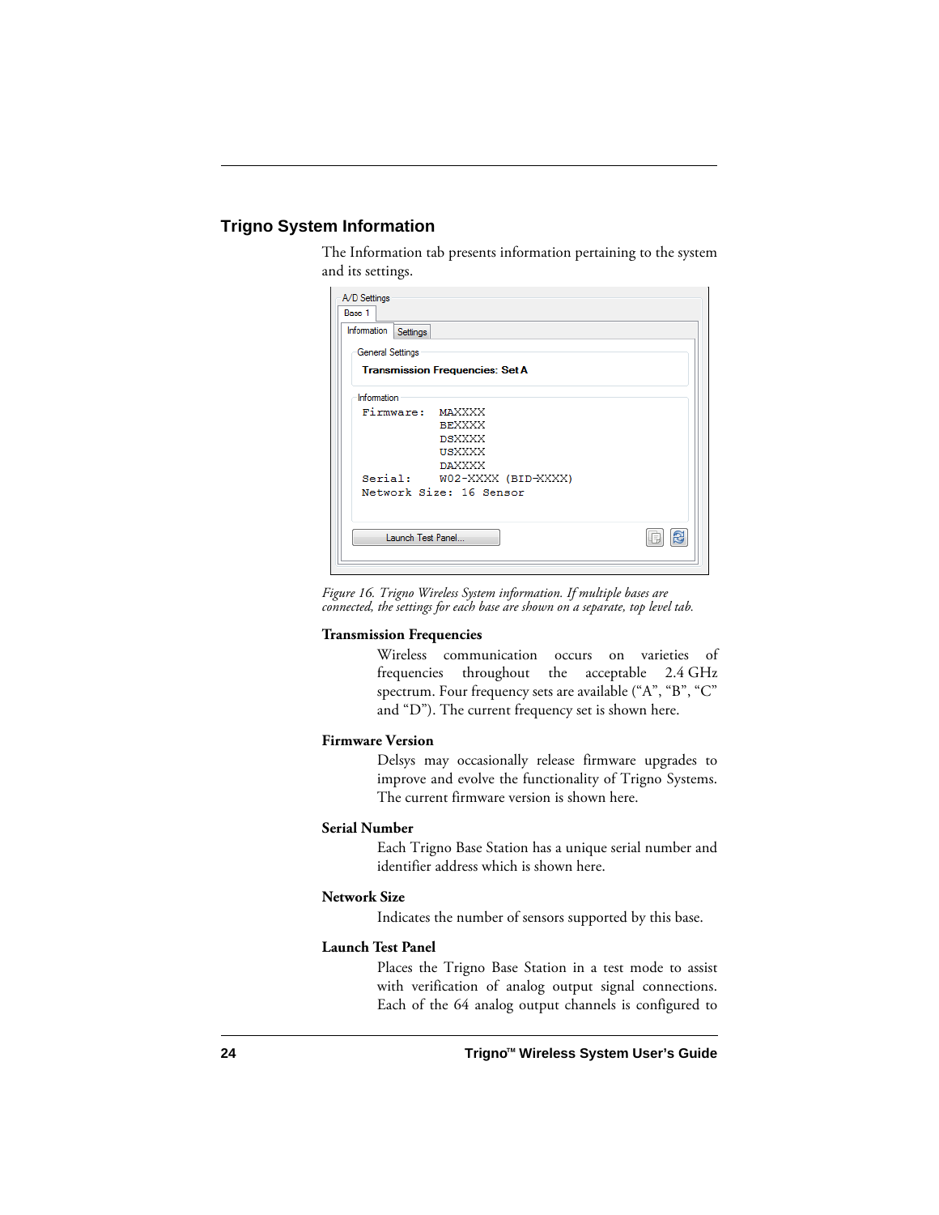## Trigno System Information

The Information tab presents information pertaining to the system and its settings.

A/D Settings

Base 1

Information | Settings

General Settings

**Transmission Frequencies: Set A**

Information

```
Firmware:   MAXXXX
            BEXXXX
            DSXXXX
            USXXXX
            DAXXXX
Serial:     W02-XXXX (BID-XXXX)
Network Size: 16 Sensor
```

Launch Test Panel...

*Figure 16. Trigno Wireless System information. If multiple bases are connected, the settings for each base are shown on a separate, top level tab.*

**Transmission Frequencies**

Wireless communication occurs on varieties of frequencies throughout the acceptable 2.4 GHz spectrum. Four frequency sets are available (“A”, “B”, “C” and “D”). The current frequency set is shown here.

**Firmware Version**

Delsys may occasionally release firmware upgrades to improve and evolve the functionality of Trigno Systems. The current firmware version is shown here.

**Serial Number**

Each Trigno Base Station has a unique serial number and identifier address which is shown here.

**Network Size**

Indicates the number of sensors supported by this base.

**Launch Test Panel**

Places the Trigno Base Station in a test mode to assist with verification of analog output signal connections. Each of the 64 analog output channels is configured to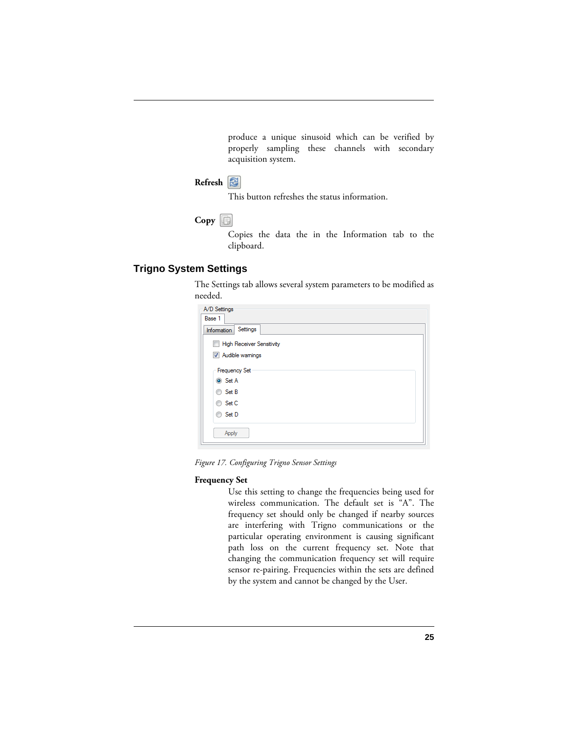produce a unique sinusoid which can be verified by properly sampling these channels with secondary acquisition system.

**Refresh**

This button refreshes the status information.

**Copy**

Copies the data the in the Information tab to the clipboard.

## Trigno System Settings

The Settings tab allows several system parameters to be modified as needed.

*Figure 17. Configuring Trigno Sensor Settings*

**Frequency Set**

Use this setting to change the frequencies being used for wireless communication. The default set is "A". The frequency set should only be changed if nearby sources are interfering with Trigno communications or the particular operating environment is causing significant path loss on the current frequency set. Note that changing the communication frequency set will require sensor re-pairing. Frequencies within the sets are defined by the system and cannot be changed by the User.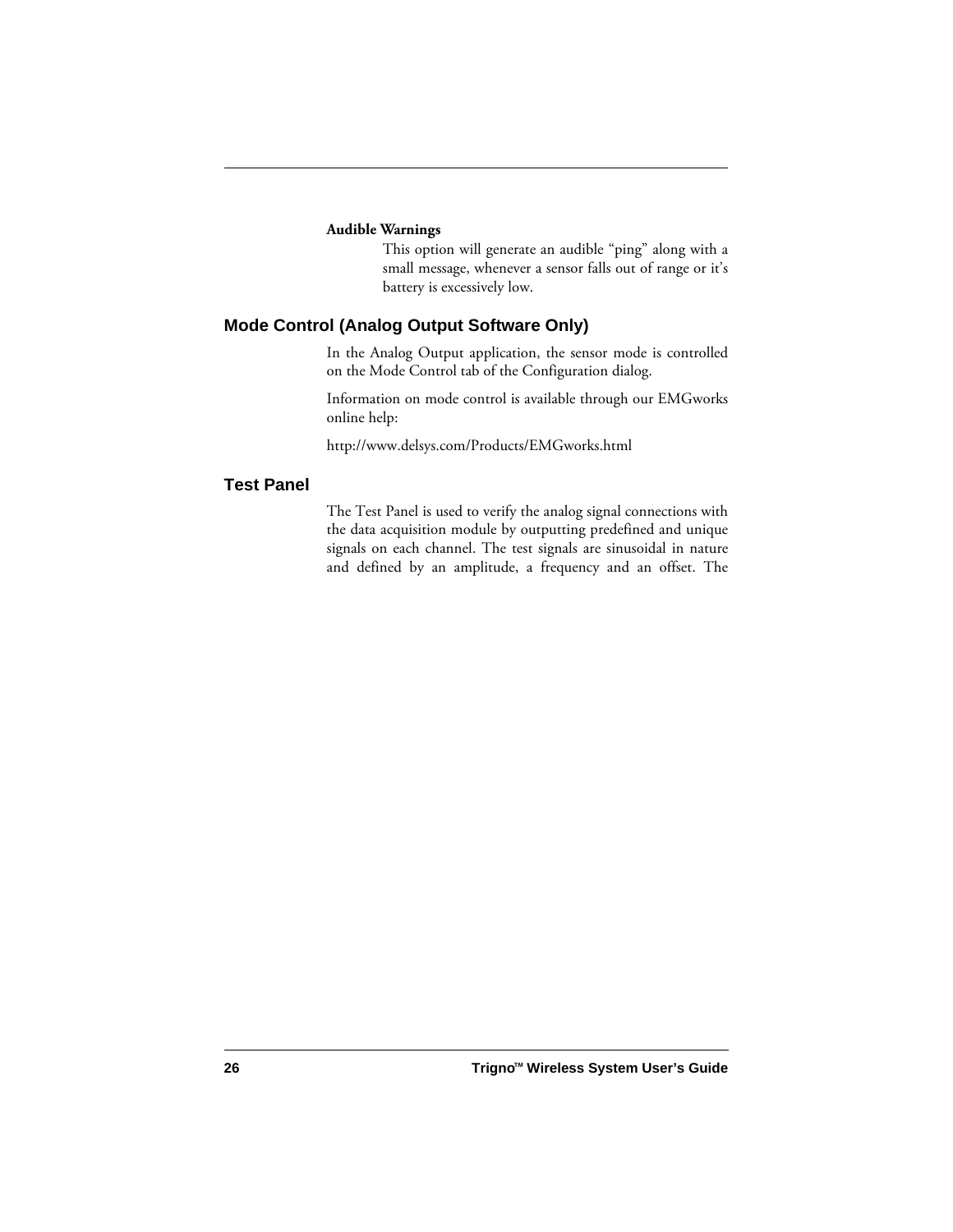**Audible Warnings**

This option will generate an audible "ping" along with a small message, whenever a sensor falls out of range or it's battery is excessively low.

## Mode Control (Analog Output Software Only)

In the Analog Output application, the sensor mode is controlled on the Mode Control tab of the Configuration dialog.

Information on mode control is available through our EMGworks online help:

http://www.delsys.com/Products/EMGworks.html

## Test Panel

The Test Panel is used to verify the analog signal connections with the data acquisition module by outputting predefined and unique signals on each channel. The test signals are sinusoidal in nature and defined by an amplitude, a frequency and an offset. The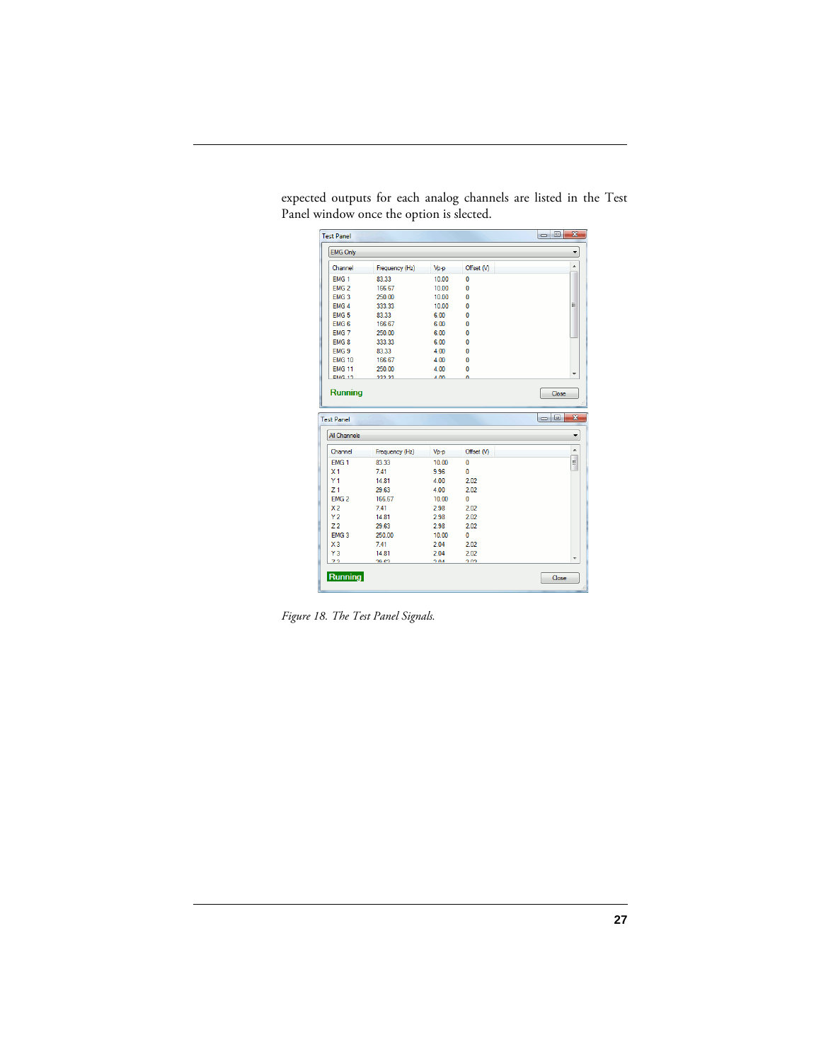expected outputs for each analog channels are listed in the Test Panel window once the option is slected.

Test Panel

EMG Only

| Channel | Frequency (Hz) | Vp-p | Offset (V) |
|---|---|---|---|
| EMG 1 | 83.33 | 10.00 | 0 |
| EMG 2 | 166.67 | 10.00 | 0 |
| EMG 3 | 250.00 | 10.00 | 0 |
| EMG 4 | 333.33 | 10.00 | 0 |
| EMG 5 | 83.33 | 6.00 | 0 |
| EMG 6 | 166.67 | 6.00 | 0 |
| EMG 7 | 250.00 | 6.00 | 0 |
| EMG 8 | 333.33 | 6.00 | 0 |
| EMG 9 | 83.33 | 4.00 | 0 |
| EMG 10 | 166.67 | 4.00 | 0 |
| EMG 11 | 250.00 | 4.00 | 0 |

Running  Close

Test Panel

All Channels

| Channel | Frequency (Hz) | Vp-p | Offset (V) |
|---|---|---|---|
| EMG 1 | 83.33 | 10.00 | 0 |
| X 1 | 7.41 | 9.96 | 0 |
| Y 1 | 14.81 | 4.00 | 2.02 |
| Z 1 | 29.63 | 4.00 | 2.02 |
| EMG 2 | 166.67 | 10.00 | 0 |
| X 2 | 7.41 | 2.98 | 2.02 |
| Y 2 | 14.81 | 2.98 | 2.02 |
| Z 2 | 29.63 | 2.98 | 2.02 |
| EMG 3 | 250.00 | 10.00 | 0 |
| X 3 | 7.41 | 2.04 | 2.02 |
| Y 3 | 14.81 | 2.04 | 2.02 |

Running  Close

*Figure 18. The Test Panel Signals.*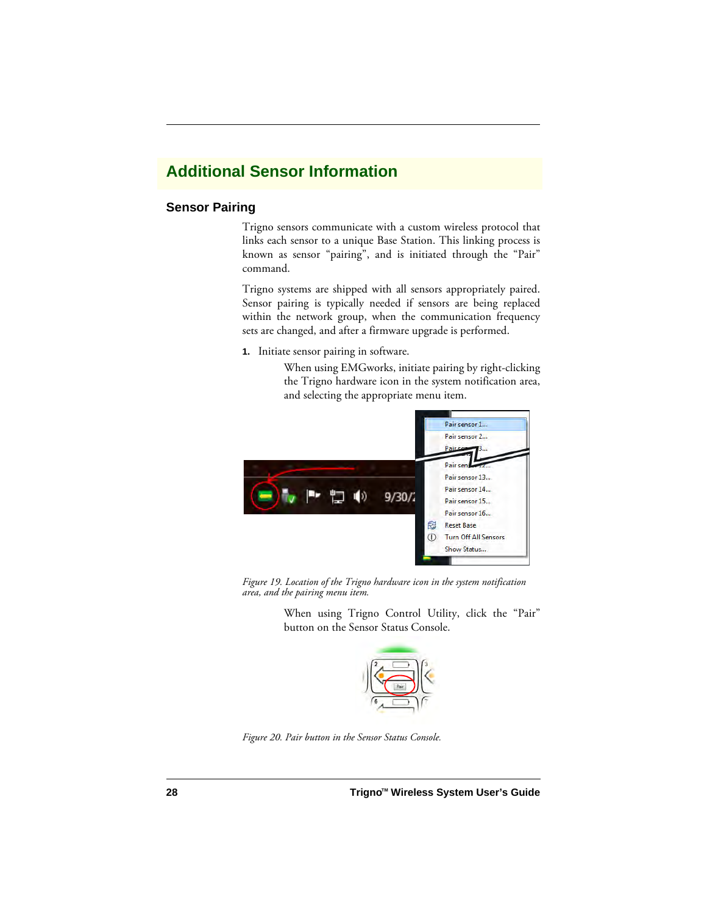## Additional Sensor Information

### Sensor Pairing

Trigno sensors communicate with a custom wireless protocol that links each sensor to a unique Base Station. This linking process is known as sensor "pairing", and is initiated through the "Pair" command.

Trigno systems are shipped with all sensors appropriately paired. Sensor pairing is typically needed if sensors are being replaced within the network group, when the communication frequency sets are changed, and after a firmware upgrade is performed.

1. Initiate sensor pairing in software.

   When using EMGworks, initiate pairing by right-clicking the Trigno hardware icon in the system notification area, and selecting the appropriate menu item.

*Figure 19. Location of the Trigno hardware icon in the system notification area, and the pairing menu item.*

   When using Trigno Control Utility, click the "Pair" button on the Sensor Status Console.

*Figure 20. Pair button in the Sensor Status Console.*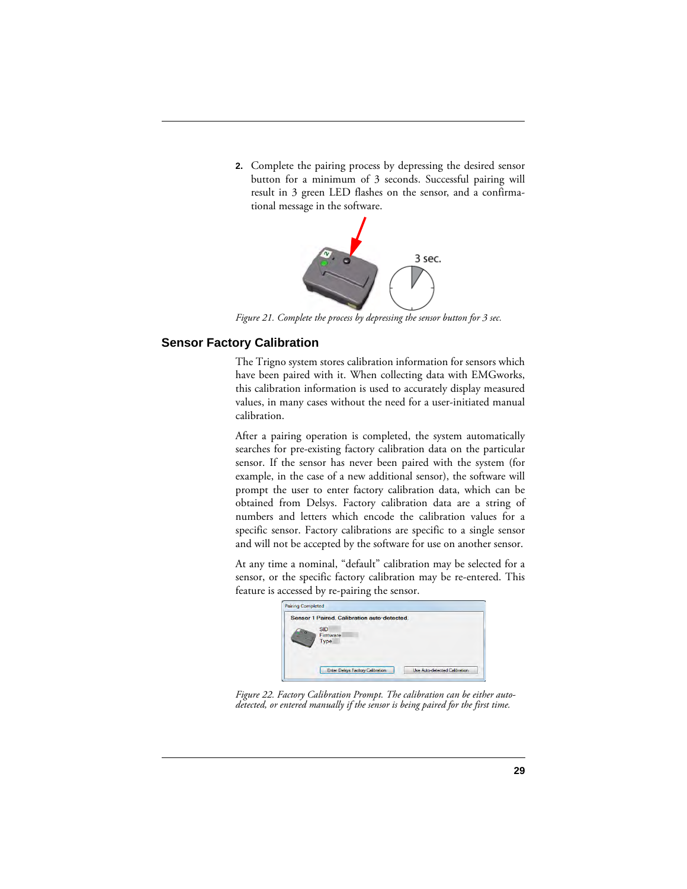2. Complete the pairing process by depressing the desired sensor button for a minimum of 3 seconds. Successful pairing will result in 3 green LED flashes on the sensor, and a confirmational message in the software.

*Figure 21. Complete the process by depressing the sensor button for 3 sec.*

## Sensor Factory Calibration

The Trigno system stores calibration information for sensors which have been paired with it. When collecting data with EMGworks, this calibration information is used to accurately display measured values, in many cases without the need for a user-initiated manual calibration.

After a pairing operation is completed, the system automatically searches for pre-existing factory calibration data on the particular sensor. If the sensor has never been paired with the system (for example, in the case of a new additional sensor), the software will prompt the user to enter factory calibration data, which can be obtained from Delsys. Factory calibration data are a string of numbers and letters which encode the calibration values for a specific sensor. Factory calibrations are specific to a single sensor and will not be accepted by the software for use on another sensor.

At any time a nominal, "default" calibration may be selected for a sensor, or the specific factory calibration may be re-entered. This feature is accessed by re-pairing the sensor.

*Figure 22. Factory Calibration Prompt. The calibration can be either auto-detected, or entered manually if the sensor is being paired for the first time.*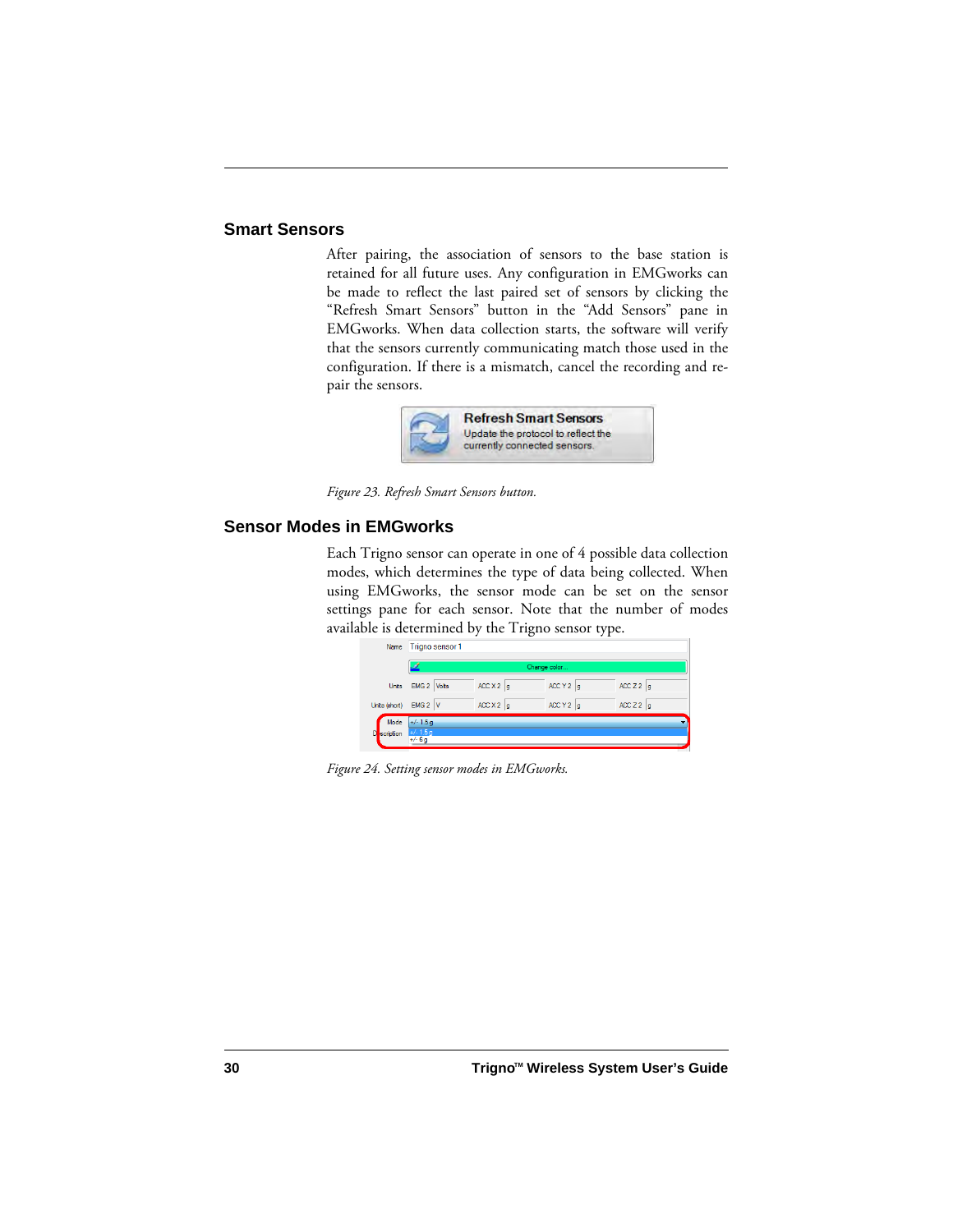## Smart Sensors

After pairing, the association of sensors to the base station is retained for all future uses. Any configuration in EMGworks can be made to reflect the last paired set of sensors by clicking the “Refresh Smart Sensors” button in the “Add Sensors” pane in EMGworks. When data collection starts, the software will verify that the sensors currently communicating match those used in the configuration. If there is a mismatch, cancel the recording and re-pair the sensors.

*Figure 23. Refresh Smart Sensors button.*

## Sensor Modes in EMGworks

Each Trigno sensor can operate in one of 4 possible data collection modes, which determines the type of data being collected. When using EMGworks, the sensor mode can be set on the sensor settings pane for each sensor. Note that the number of modes available is determined by the Trigno sensor type.

*Figure 24. Setting sensor modes in EMGworks.*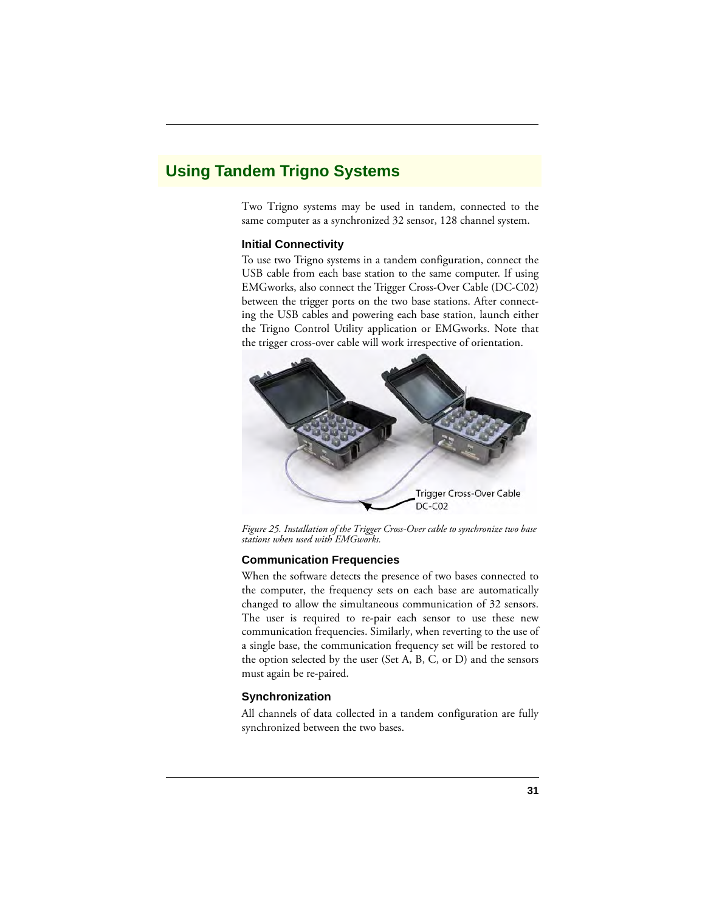# Using Tandem Trigno Systems

Two Trigno systems may be used in tandem, connected to the same computer as a synchronized 32 sensor, 128 channel system.

### Initial Connectivity

To use two Trigno systems in a tandem configuration, connect the USB cable from each base station to the same computer. If using EMGworks, also connect the Trigger Cross-Over Cable (DC-C02) between the trigger ports on the two base stations. After connecting the USB cables and powering each base station, launch either the Trigno Control Utility application or EMGworks. Note that the trigger cross-over cable will work irrespective of orientation.

*Figure 25. Installation of the Trigger Cross-Over cable to synchronize two base stations when used with EMGworks.*

### Communication Frequencies

When the software detects the presence of two bases connected to the computer, the frequency sets on each base are automatically changed to allow the simultaneous communication of 32 sensors. The user is required to re-pair each sensor to use these new communication frequencies. Similarly, when reverting to the use of a single base, the communication frequency set will be restored to the option selected by the user (Set A, B, C, or D) and the sensors must again be re-paired.

### Synchronization

All channels of data collected in a tandem configuration are fully synchronized between the two bases.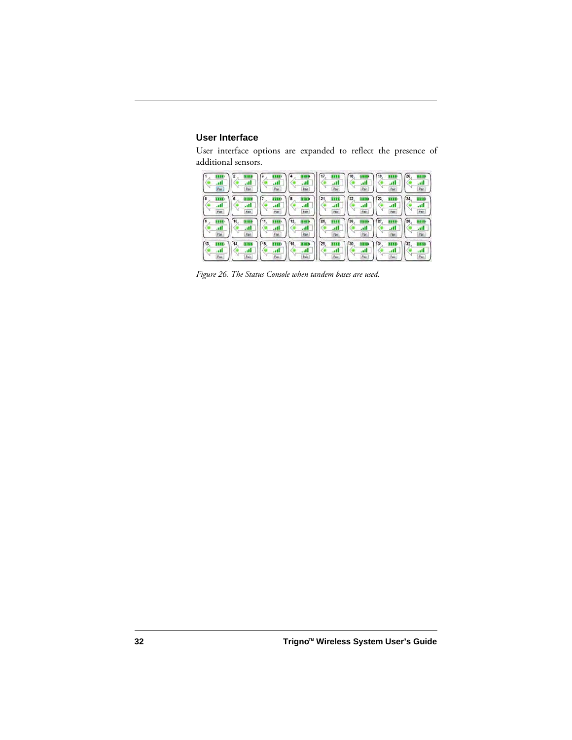### User Interface

User interface options are expanded to reflect the presence of additional sensors.

*Figure 26. The Status Console when tandem bases are used.*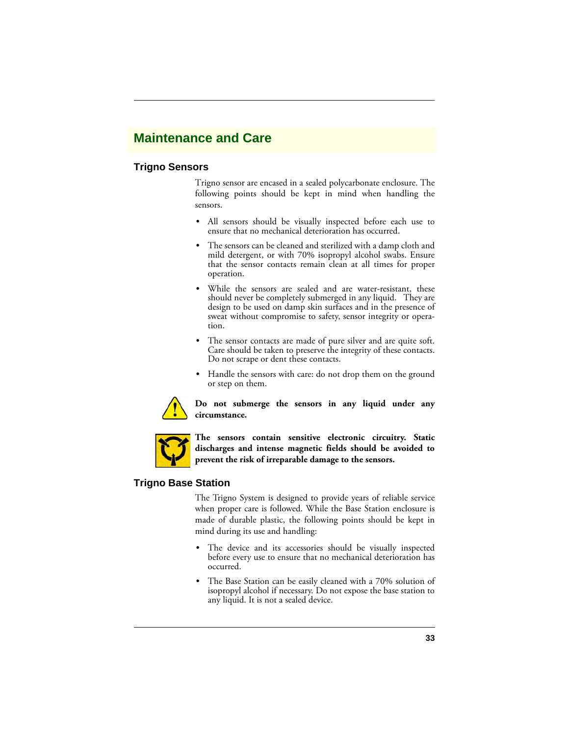# Maintenance and Care

## Trigno Sensors

Trigno sensor are encased in a sealed polycarbonate enclosure. The following points should be kept in mind when handling the sensors.

- All sensors should be visually inspected before each use to ensure that no mechanical deterioration has occurred.
- The sensors can be cleaned and sterilized with a damp cloth and mild detergent, or with 70% isopropyl alcohol swabs. Ensure that the sensor contacts remain clean at all times for proper operation.
- While the sensors are sealed and are water-resistant, these should never be completely submerged in any liquid. They are design to be used on damp skin surfaces and in the presence of sweat without compromise to safety, sensor integrity or operation.
- The sensor contacts are made of pure silver and are quite soft. Care should be taken to preserve the integrity of these contacts. Do not scrape or dent these contacts.
- Handle the sensors with care: do not drop them on the ground or step on them.

**Do not submerge the sensors in any liquid under any circumstance.**

**The sensors contain sensitive electronic circuitry. Static discharges and intense magnetic fields should be avoided to prevent the risk of irreparable damage to the sensors.**

## Trigno Base Station

The Trigno System is designed to provide years of reliable service when proper care is followed. While the Base Station enclosure is made of durable plastic, the following points should be kept in mind during its use and handling:

- The device and its accessories should be visually inspected before every use to ensure that no mechanical deterioration has occurred.
- The Base Station can be easily cleaned with a 70% solution of isopropyl alcohol if necessary. Do not expose the base station to any liquid. It is not a sealed device.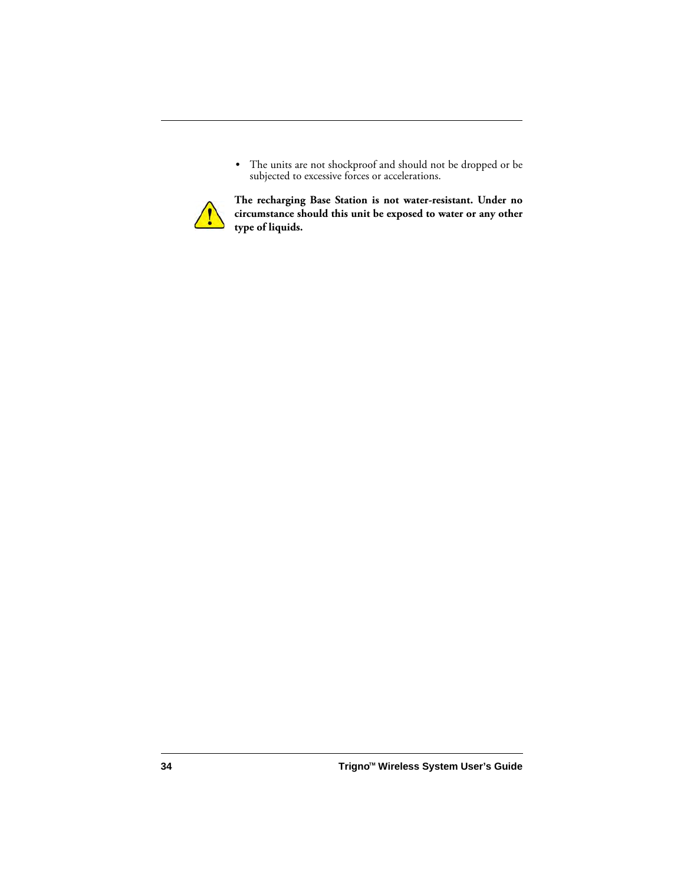- The units are not shockproof and should not be dropped or be subjected to excessive forces or accelerations.

**The recharging Base Station is not water-resistant. Under no circumstance should this unit be exposed to water or any other type of liquids.**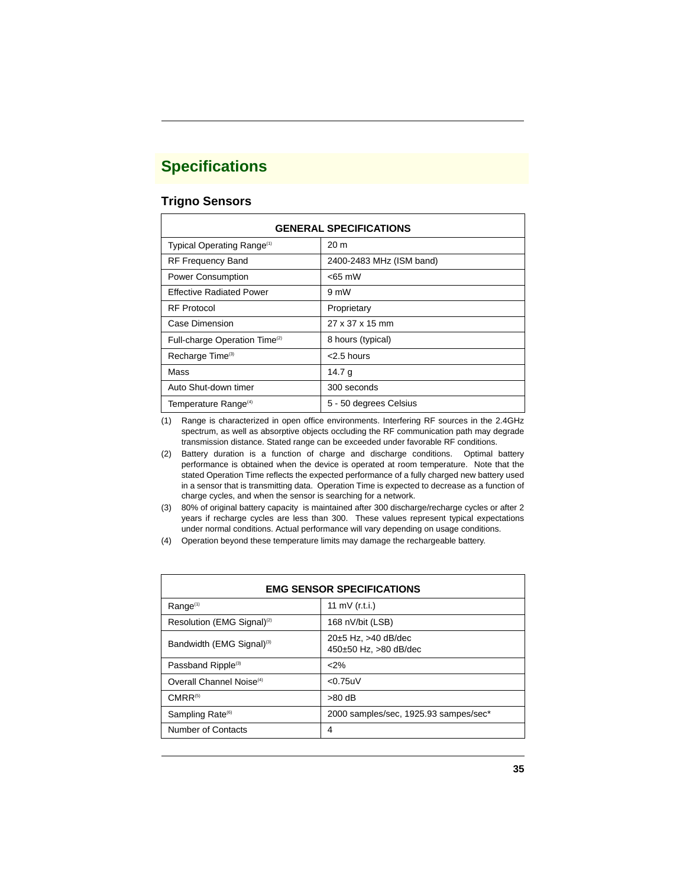# Specifications

## Trigno Sensors

| GENERAL SPECIFICATIONS | |
|---|---|
| Typical Operating Range(1) | 20 m |
| RF Frequency Band | 2400-2483 MHz (ISM band) |
| Power Consumption | <65 mW |
| Effective Radiated Power | 9 mW |
| RF Protocol | Proprietary |
| Case Dimension | 27 x 37 x 15 mm |
| Full-charge Operation Time(2) | 8 hours (typical) |
| Recharge Time(3) | <2.5 hours |
| Mass | 14.7 g |
| Auto Shut-down timer | 300 seconds |
| Temperature Range(4) | 5 - 50 degrees Celsius |

(1) Range is characterized in open office environments. Interfering RF sources in the 2.4GHz spectrum, as well as absorptive objects occluding the RF communication path may degrade transmission distance. Stated range can be exceeded under favorable RF conditions.

(2) Battery duration is a function of charge and discharge conditions. Optimal battery performance is obtained when the device is operated at room temperature. Note that the stated Operation Time reflects the expected performance of a fully charged new battery used in a sensor that is transmitting data. Operation Time is expected to decrease as a function of charge cycles, and when the sensor is searching for a network.

(3) 80% of original battery capacity is maintained after 300 discharge/recharge cycles or after 2 years if recharge cycles are less than 300. These values represent typical expectations under normal conditions. Actual performance will vary depending on usage conditions.

(4) Operation beyond these temperature limits may damage the rechargeable battery.

| EMG SENSOR SPECIFICATIONS | |
|---|---|
| Range(1) | 11 mV (r.t.i.) |
| Resolution (EMG Signal)(2) | 168 nV/bit (LSB) |
| Bandwidth (EMG Signal)(3) | 20±5 Hz, >40 dB/dec<br>450±50 Hz, >80 dB/dec |
| Passband Ripple(3) | <2% |
| Overall Channel Noise(4) | <0.75uV |
| CMRR(5) | >80 dB |
| Sampling Rate(6) | 2000 samples/sec, 1925.93 sampes/sec* |
| Number of Contacts | 4 |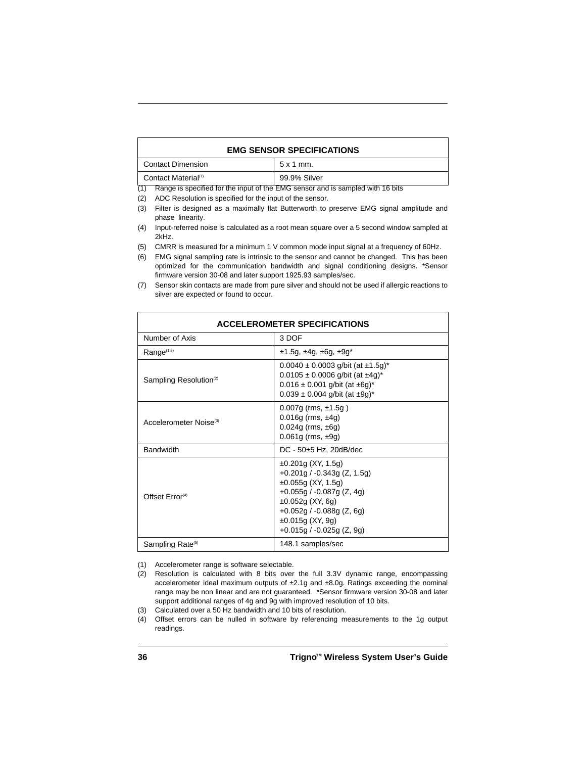| EMG SENSOR SPECIFICATIONS | |
|---|---|
| Contact Dimension | 5 x 1 mm. |
| Contact Material[7] | 99.9% Silver |

(1) Range is specified for the input of the EMG sensor and is sampled with 16 bits
(2) ADC Resolution is specified for the input of the sensor.
(3) Filter is designed as a maximally flat Butterworth to preserve EMG signal amplitude and phase linearity.
(4) Input-referred noise is calculated as a root mean square over a 5 second window sampled at 2kHz.
(5) CMRR is measured for a minimum 1 V common mode input signal at a frequency of 60Hz.
(6) EMG signal sampling rate is intrinsic to the sensor and cannot be changed. This has been optimized for the communication bandwidth and signal conditioning designs. *Sensor firmware version 30-08 and later support 1925.93 samples/sec.
(7) Sensor skin contacts are made from pure silver and should not be used if allergic reactions to silver are expected or found to occur.

| ACCELEROMETER SPECIFICATIONS | |
|---|---|
| Number of Axis | 3 DOF |
| Range[1,2] | ±1.5g, ±4g, ±6g, ±9g* |
| Sampling Resolution[2] | 0.0040 ± 0.0003 g/bit (at ±1.5g)*<br>0.0105 ± 0.0006 g/bit (at ±4g)*<br>0.016 ± 0.001 g/bit (at ±6g)*<br>0.039 ± 0.004 g/bit (at ±9g)* |
| Accelerometer Noise[3] | 0.007g (rms, ±1.5g )<br>0.016g (rms, ±4g)<br>0.024g (rms, ±6g)<br>0.061g (rms, ±9g) |
| Bandwidth | DC - 50±5 Hz, 20dB/dec |
| Offset Error[4] | ±0.201g (XY, 1.5g)<br>+0.201g / -0.343g (Z, 1.5g)<br>±0.055g (XY, 1.5g)<br>+0.055g / -0.087g (Z, 4g)<br>±0.052g (XY, 6g)<br>+0.052g / -0.088g (Z, 6g)<br>±0.015g (XY, 9g)<br>+0.015g / -0.025g (Z, 9g) |
| Sampling Rate[5] | 148.1 samples/sec |

(1) Accelerometer range is software selectable.
(2) Resolution is calculated with 8 bits over the full 3.3V dynamic range, encompassing accelerometer ideal maximum outputs of ±2.1g and ±8.0g. Ratings exceeding the nominal range may be non linear and are not guaranteed. *Sensor firmware version 30-08 and later support additional ranges of 4g and 9g with improved resolution of 10 bits.
(3) Calculated over a 50 Hz bandwidth and 10 bits of resolution.
(4) Offset errors can be nulled in software by referencing measurements to the 1g output readings.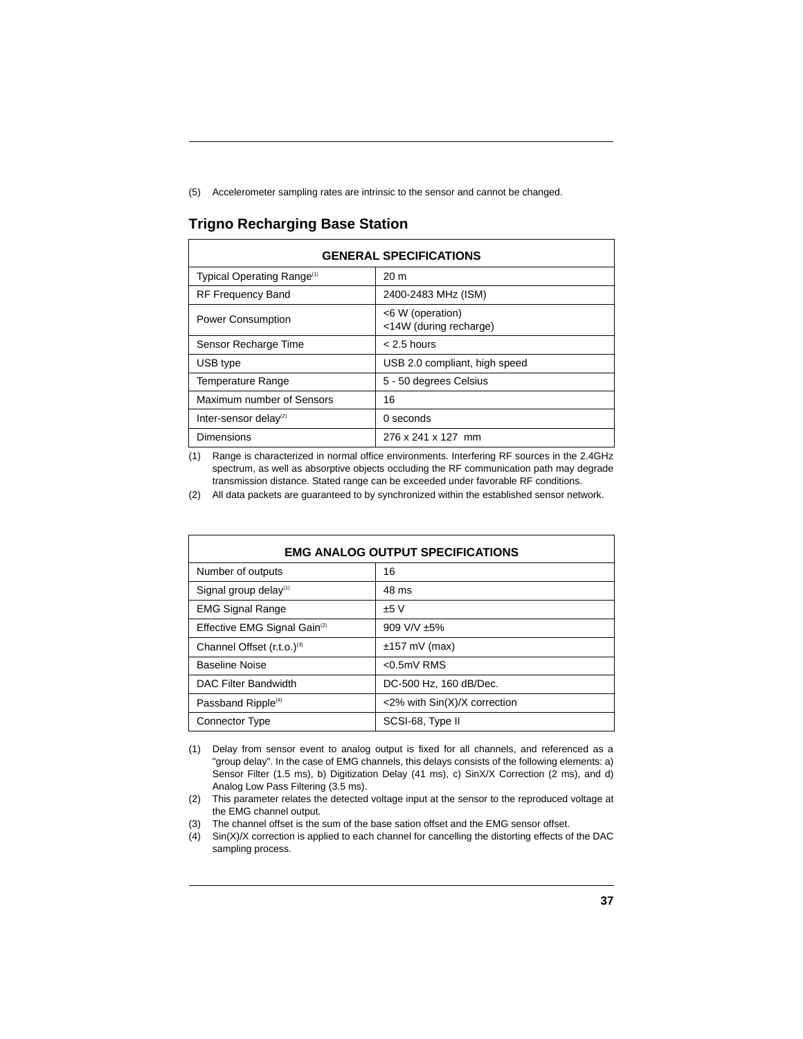(5) Accelerometer sampling rates are intrinsic to the sensor and cannot be changed.

## Trigno Recharging Base Station

| GENERAL SPECIFICATIONS | |
|---|---|
| Typical Operating Range[(1)] | 20 m |
| RF Frequency Band | 2400-2483 MHz (ISM) |
| Power Consumption | <6 W (operation)<br><14W (during recharge) |
| Sensor Recharge Time | < 2.5 hours |
| USB type | USB 2.0 compliant, high speed |
| Temperature Range | 5 - 50 degrees Celsius |
| Maximum number of Sensors | 16 |
| Inter-sensor delay[(2)] | 0 seconds |
| Dimensions | 276 x 241 x 127 mm |

(1) Range is characterized in normal office environments. Interfering RF sources in the 2.4GHz spectrum, as well as absorptive objects occluding the RF communication path may degrade transmission distance. Stated range can be exceeded under favorable RF conditions.

(2) All data packets are guaranteed to by synchronized within the established sensor network.

| EMG ANALOG OUTPUT SPECIFICATIONS | |
|---|---|
| Number of outputs | 16 |
| Signal group delay[(1)] | 48 ms |
| EMG Signal Range | ±5 V |
| Effective EMG Signal Gain[(2)] | 909 V/V ±5% |
| Channel Offset (r.t.o.)[(3)] | ±157 mV (max) |
| Baseline Noise | <0.5mV RMS |
| DAC Filter Bandwidth | DC-500 Hz, 160 dB/Dec. |
| Passband Ripple[(4)] | <2% with Sin(X)/X correction |
| Connector Type | SCSI-68, Type II |

(1) Delay from sensor event to analog output is fixed for all channels, and referenced as a "group delay". In the case of EMG channels, this delays consists of the following elements: a) Sensor Filter (1.5 ms), b) Digitization Delay (41 ms), c) SinX/X Correction (2 ms), and d) Analog Low Pass Filtering (3.5 ms).

(2) This parameter relates the detected voltage input at the sensor to the reproduced voltage at the EMG channel output.

(3) The channel offset is the sum of the base sation offset and the EMG sensor offset.

(4) Sin(X)/X correction is applied to each channel for cancelling the distorting effects of the DAC sampling process.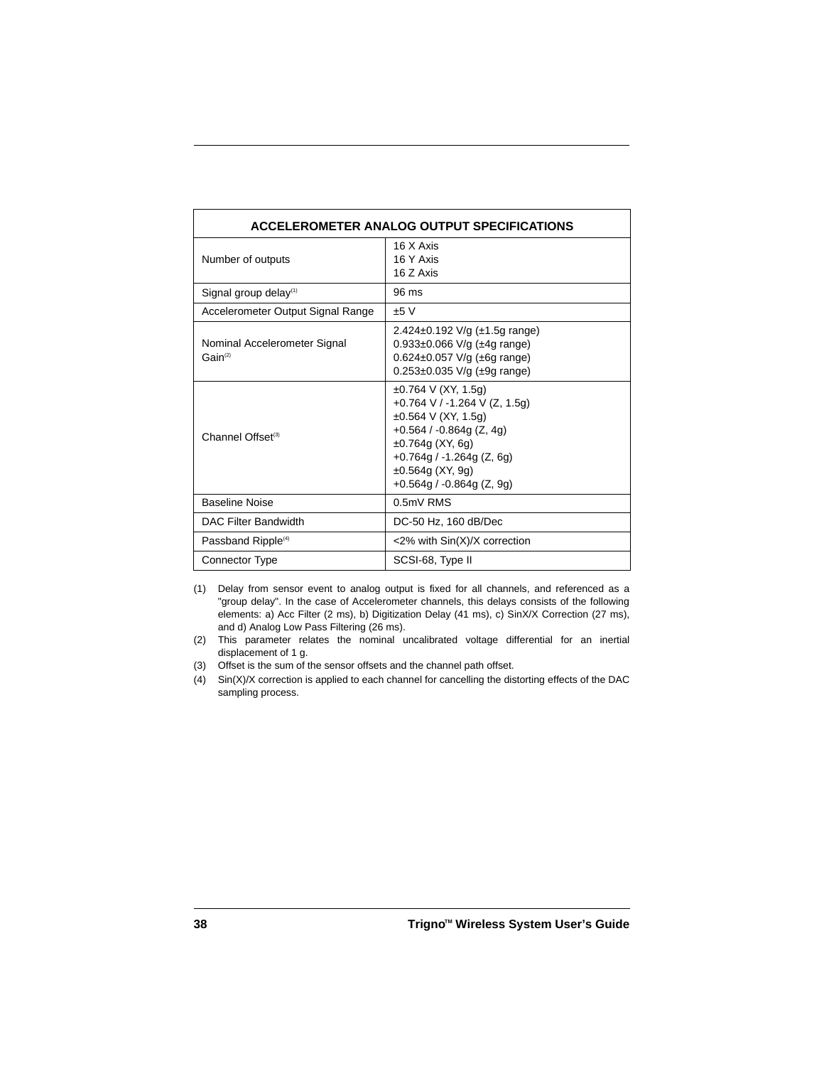| ACCELEROMETER ANALOG OUTPUT SPECIFICATIONS | |
|---|---|
| Number of outputs | 16 X Axis<br>16 Y Axis<br>16 Z Axis |
| Signal group delay[1] | 96 ms |
| Accelerometer Output Signal Range | ±5 V |
| Nominal Accelerometer Signal Gain[2] | 2.424±0.192 V/g (±1.5g range)<br>0.933±0.066 V/g (±4g range)<br>0.624±0.057 V/g (±6g range)<br>0.253±0.035 V/g (±9g range) |
| Channel Offset[3] | ±0.764 V (XY, 1.5g)<br>+0.764 V / -1.264 V (Z, 1.5g)<br>±0.564 V (XY, 1.5g)<br>+0.564 / -0.864g (Z, 4g)<br>±0.764g (XY, 6g)<br>+0.764g / -1.264g (Z, 6g)<br>±0.564g (XY, 9g)<br>+0.564g / -0.864g (Z, 9g) |
| Baseline Noise | 0.5mV RMS |
| DAC Filter Bandwidth | DC-50 Hz, 160 dB/Dec |
| Passband Ripple[4] | <2% with Sin(X)/X correction |
| Connector Type | SCSI-68, Type II |

(1) Delay from sensor event to analog output is fixed for all channels, and referenced as a "group delay". In the case of Accelerometer channels, this delays consists of the following elements: a) Acc Filter (2 ms), b) Digitization Delay (41 ms), c) SinX/X Correction (27 ms), and d) Analog Low Pass Filtering (26 ms).

(2) This parameter relates the nominal uncalibrated voltage differential for an inertial displacement of 1 g.

(3) Offset is the sum of the sensor offsets and the channel path offset.

(4) Sin(X)/X correction is applied to each channel for cancelling the distorting effects of the DAC sampling process.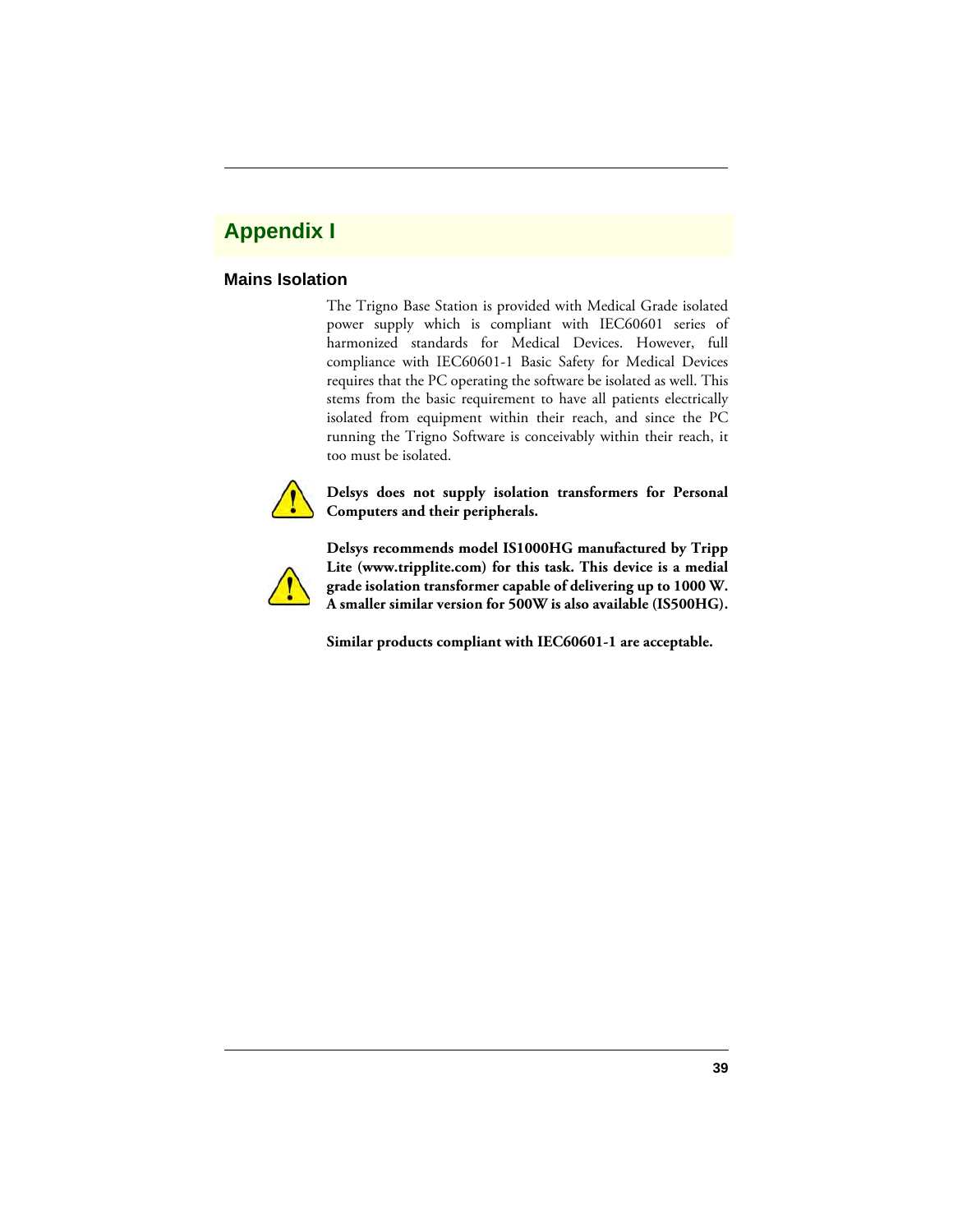# Appendix I

## Mains Isolation

The Trigno Base Station is provided with Medical Grade isolated power supply which is compliant with IEC60601 series of harmonized standards for Medical Devices. However, full compliance with IEC60601-1 Basic Safety for Medical Devices requires that the PC operating the software be isolated as well. This stems from the basic requirement to have all patients electrically isolated from equipment within their reach, and since the PC running the Trigno Software is conceivably within their reach, it too must be isolated.

**Delsys does not supply isolation transformers for Personal Computers and their peripherals.**

**Delsys recommends model IS1000HG manufactured by Tripp Lite (www.tripplite.com) for this task. This device is a medial grade isolation transformer capable of delivering up to 1000 W. A smaller similar version for 500W is also available (IS500HG).**

**Similar products compliant with IEC60601-1 are acceptable.**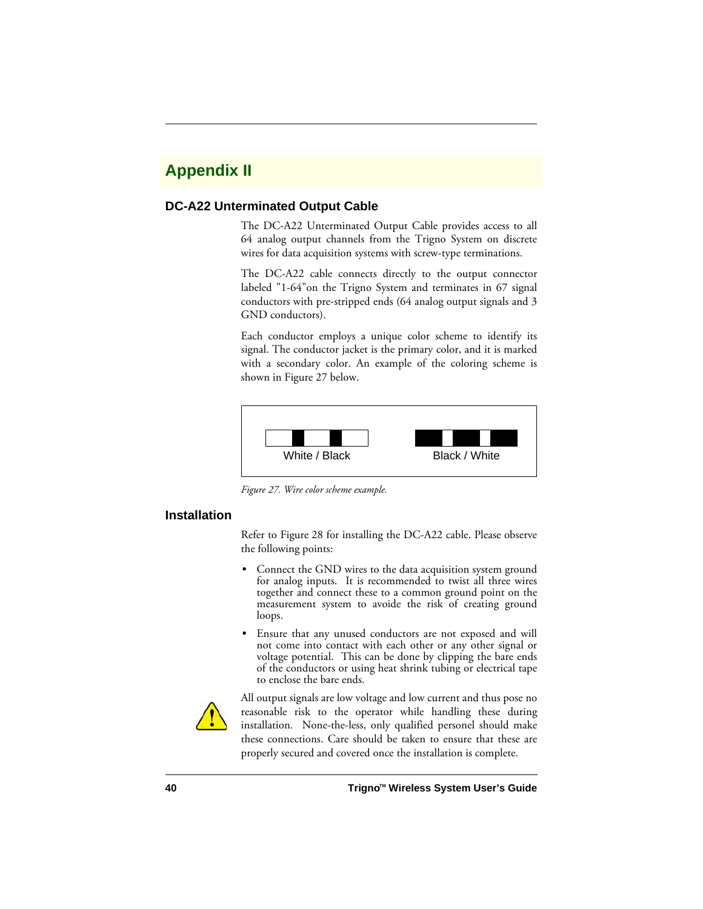# Appendix II

## DC-A22 Unterminated Output Cable

The DC-A22 Unterminated Output Cable provides access to all 64 analog output channels from the Trigno System on discrete wires for data acquisition systems with screw-type terminations.

The DC-A22 cable connects directly to the output connector labeled "1-64"on the Trigno System and terminates in 67 signal conductors with pre-stripped ends (64 analog output signals and 3 GND conductors).

Each conductor employs a unique color scheme to identify its signal. The conductor jacket is the primary color, and it is marked with a secondary color. An example of the coloring scheme is shown in Figure 27 below.

White / Black    Black / White

*Figure 27. Wire color scheme example.*

## Installation

Refer to Figure 28 for installing the DC-A22 cable. Please observe the following points:

- Connect the GND wires to the data acquisition system ground for analog inputs. It is recommended to twist all three wires together and connect these to a common ground point on the measurement system to avoide the risk of creating ground loops.
- Ensure that any unused conductors are not exposed and will not come into contact with each other or any other signal or voltage potential. This can be done by clipping the bare ends of the conductors or using heat shrink tubing or electrical tape to enclose the bare ends.

All output signals are low voltage and low current and thus pose no reasonable risk to the operator while handling these during installation. None-the-less, only qualified personel should make these connections. Care should be taken to ensure that these are properly secured and covered once the installation is complete.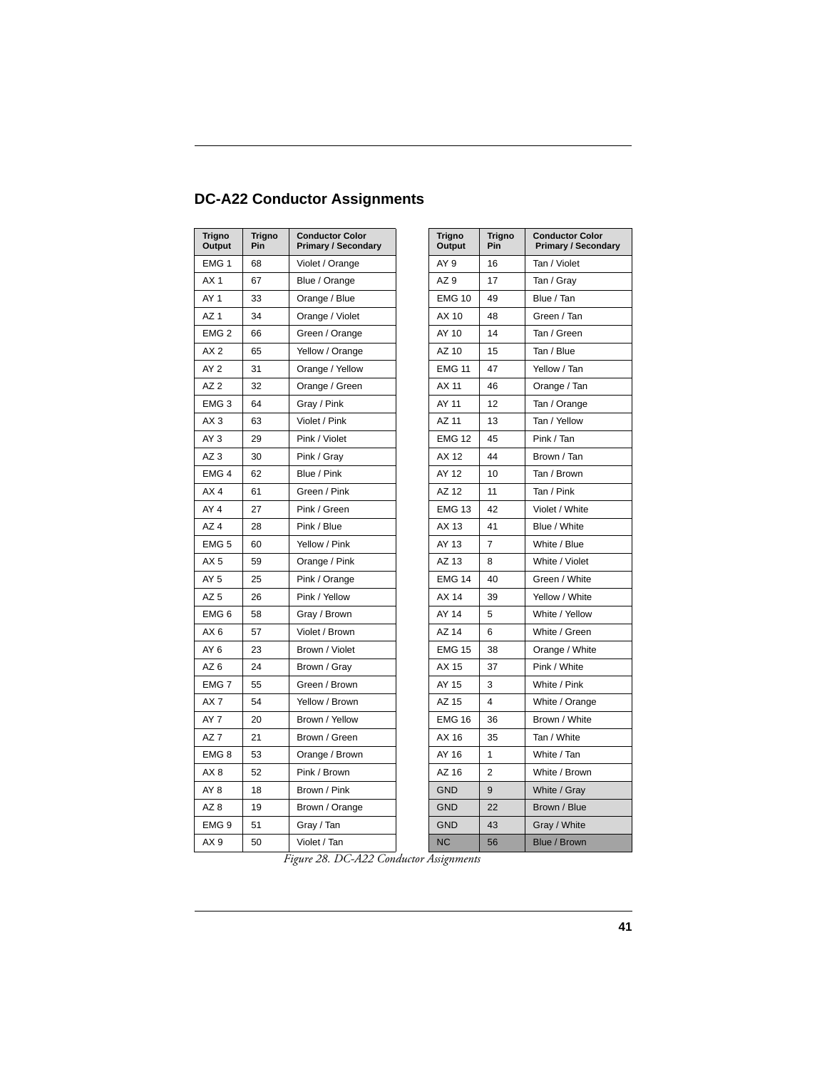## DC-A22 Conductor Assignments

| Trigno Output | Trigno Pin | Conductor Color Primary / Secondary |
|---|---|---|
| EMG 1 | 68 | Violet / Orange |
| AX 1 | 67 | Blue / Orange |
| AY 1 | 33 | Orange / Blue |
| AZ 1 | 34 | Orange / Violet |
| EMG 2 | 66 | Green / Orange |
| AX 2 | 65 | Yellow / Orange |
| AY 2 | 31 | Orange / Yellow |
| AZ 2 | 32 | Orange / Green |
| EMG 3 | 64 | Gray / Pink |
| AX 3 | 63 | Violet / Pink |
| AY 3 | 29 | Pink / Violet |
| AZ 3 | 30 | Pink / Gray |
| EMG 4 | 62 | Blue / Pink |
| AX 4 | 61 | Green / Pink |
| AY 4 | 27 | Pink / Green |
| AZ 4 | 28 | Pink / Blue |
| EMG 5 | 60 | Yellow / Pink |
| AX 5 | 59 | Orange / Pink |
| AY 5 | 25 | Pink / Orange |
| AZ 5 | 26 | Pink / Yellow |
| EMG 6 | 58 | Gray / Brown |
| AX 6 | 57 | Violet / Brown |
| AY 6 | 23 | Brown / Violet |
| AZ 6 | 24 | Brown / Gray |
| EMG 7 | 55 | Green / Brown |
| AX 7 | 54 | Yellow / Brown |
| AY 7 | 20 | Brown / Yellow |
| AZ 7 | 21 | Brown / Green |
| EMG 8 | 53 | Orange / Brown |
| AX 8 | 52 | Pink / Brown |
| AY 8 | 18 | Brown / Pink |
| AZ 8 | 19 | Brown / Orange |
| EMG 9 | 51 | Gray / Tan |
| AX 9 | 50 | Violet / Tan |

| Trigno Output | Trigno Pin | Conductor Color Primary / Secondary |
|---|---|---|
| AY 9 | 16 | Tan / Violet |
| AZ 9 | 17 | Tan / Gray |
| EMG 10 | 49 | Blue / Tan |
| AX 10 | 48 | Green / Tan |
| AY 10 | 14 | Tan / Green |
| AZ 10 | 15 | Tan / Blue |
| EMG 11 | 47 | Yellow / Tan |
| AX 11 | 46 | Orange / Tan |
| AY 11 | 12 | Tan / Orange |
| AZ 11 | 13 | Tan / Yellow |
| EMG 12 | 45 | Pink / Tan |
| AX 12 | 44 | Brown / Tan |
| AY 12 | 10 | Tan / Brown |
| AZ 12 | 11 | Tan / Pink |
| EMG 13 | 42 | Violet / White |
| AX 13 | 41 | Blue / White |
| AY 13 | 7 | White / Blue |
| AZ 13 | 8 | White / Violet |
| EMG 14 | 40 | Green / White |
| AX 14 | 39 | Yellow / White |
| AY 14 | 5 | White / Yellow |
| AZ 14 | 6 | White / Green |
| EMG 15 | 38 | Orange / White |
| AX 15 | 37 | Pink / White |
| AY 15 | 3 | White / Pink |
| AZ 15 | 4 | White / Orange |
| EMG 16 | 36 | Brown / White |
| AX 16 | 35 | Tan / White |
| AY 16 | 1 | White / Tan |
| AZ 16 | 2 | White / Brown |
| GND | 9 | White / Gray |
| GND | 22 | Brown / Blue |
| GND | 43 | Gray / White |
| NC | 56 | Blue / Brown |

*Figure 28. DC-A22 Conductor Assignments*